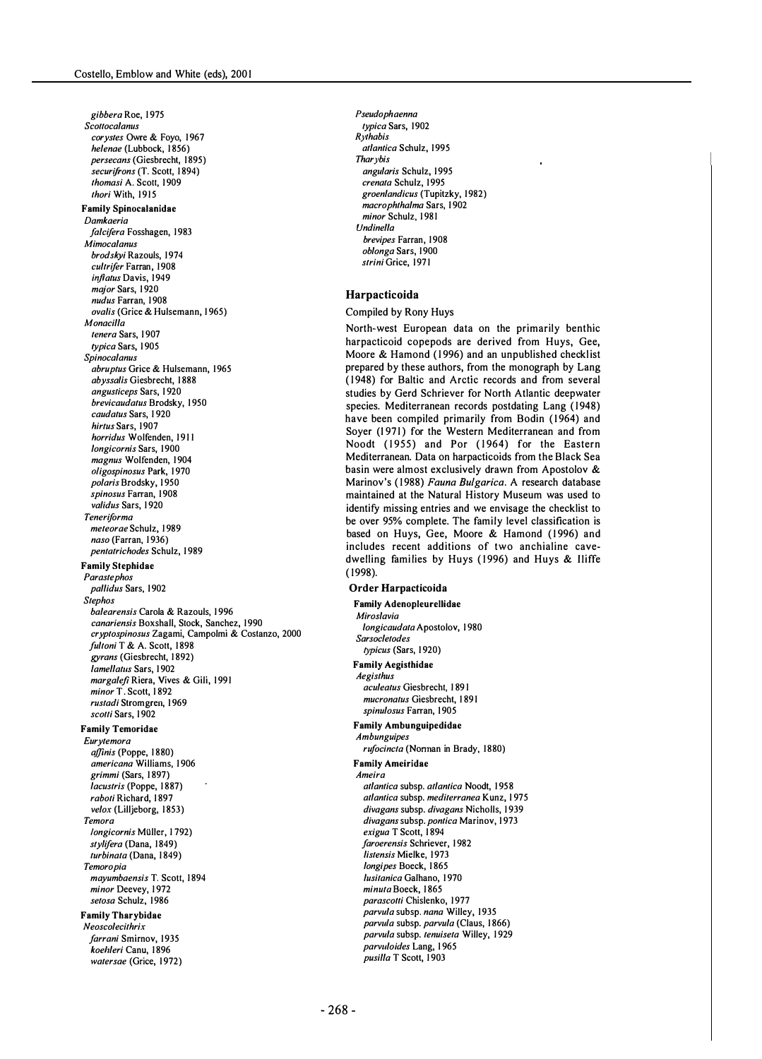*gibbera* Roe, 1975
*Scottocalanus*
*corystes* Owre & Foyo, 1967
*helenae* (Lubbock, 1856)
*persecans* (Giesbrecht, 1895)
*securifrons* (T. Scott, 1894)
*thomasi* A. Scott, 1909
*thori* With, 1915

**Family Spinocalanidae**

*Damkaeria*
*falcifera* Fosshagen, 1983
*Mimocalanus*
*brodskyi* Razouls, 1974
*cultrifer* Farran, 1908
*inflatus* Davis, 1949
*major* Sars, 1920
*nudus* Farran, 1908
*ovalis* (Grice & Hulsemann, 1965)
*Monacilla*
*tenera* Sars, 1907
*typica* Sars, 1905
*Spinocalanus*
*abruptus* Grice & Hulsemann, 1965
*abyssalis* Giesbrecht, 1888
*angusticeps* Sars, 1920
*brevicaudatus* Brodsky, 1950
*caudatus* Sars, 1920
*hirtus* Sars, 1907
*horridus* Wolfenden, 1911
*longicornis* Sars, 1900
*magnus* Wolfenden, 1904
*oligospinosus* Park, 1970
*polaris* Brodsky, 1950
*spinosus* Farran, 1908
*validus* Sars, 1920
*Teneriforma*
*meteorae* Schulz, 1989
*naso* (Farran, 1936)
*pentatrichodes* Schulz, 1989

**Family Stephidae**

*Parastephos*
*pallidus* Sars, 1902
*Stephos*
*balearensis* Carola & Razouls, 1996
*canariensis* Boxshall, Stock, Sanchez, 1990
*cryptospinosus* Zagami, Campolmi & Costanzo, 2000
*fultoni* T & A. Scott, 1898
*gyrans* (Giesbrecht, 1892)
*lamellatus* Sars, 1902
*margalefi* Riera, Vives & Gili, 1991
*minor* T. Scott, 1892
*rustadi* Stromgren, 1969
*scotti* Sars, 1902

**Family Temoridae**

*Eurytemora*
*affinis* (Poppe, 1880)
*americana* Williams, 1906
*grimmi* (Sars, 1897)
*lacustris* (Poppe, 1887)
*raboti* Richard, 1897
*velox* (Lilljeborg, 1853)
*Temora*
*longicornis* Müller, 1792)
*stylifera* (Dana, 1849)
*turbinata* (Dana, 1849)
*Temoropia*
*mayumbaensis* T. Scott, 1894
*minor* Deevey, 1972
*setosa* Schulz, 1986

**Family Tharybidae**

*Neoscolecithrix*
*farrani* Smirnov, 1935
*koehleri* Canu, 1896
*watersae* (Grice, 1972)
*Pseudophaenna*
*typica* Sars, 1902
*Rythabis*
*atlantica* Schulz, 1995
*Tharybis*
*angularis* Schulz, 1995
*crenata* Schulz, 1995
*groenlandicus* (Tupitzky, 1982)
*macrophthalma* Sars, 1902
*minor* Schulz, 1981
*Undinella*
*brevipes* Farran, 1908
*oblonga* Sars, 1900
*strini* Grice, 1971

## Harpacticoida

Compiled by Rony Huys

North-west European data on the primarily benthic harpacticoid copepods are derived from Huys, Gee, Moore & Hamond (1996) and an unpublished checklist prepared by these authors, from the monograph by Lang (1948) for Baltic and Arctic records and from several studies by Gerd Schriever for North Atlantic deepwater species. Mediterranean records postdating Lang (1948) have been compiled primarily from Bodin (1964) and Soyer (1971) for the Western Mediterranean and from Noodt (1955) and Por (1964) for the Eastern Mediterranean. Data on harpacticoids from the Black Sea basin were almost exclusively drawn from Apostolov & Marinov's (1988) *Fauna Bulgarica*. A research database maintained at the Natural History Museum was used to identify missing entries and we envisage the checklist to be over 95% complete. The family level classification is based on Huys, Gee, Moore & Hamond (1996) and includes recent additions of two anchialine cave-dwelling families by Huys (1996) and Huys & Iliffe (1998).

### Order Harpacticoida

**Family Adenopleurellidae**

*Miroslavia*
*longicaudata* Apostolov, 1980
*Sarsocletodes*
*typicus* (Sars, 1920)

**Family Aegisthidae**

*Aegisthus*
*aculeatus* Giesbrecht, 1891
*mucronatus* Giesbrecht, 1891
*spinulosus* Farran, 1905

**Family Ambunguipedidae**

*Ambunguipes*
*rufocincta* (Norman in Brady, 1880)

**Family Ameiridae**

*Ameira*
*atlantica* subsp. *atlantica* Noodt, 1958
*atlantica* subsp. *mediterranea* Kunz, 1975
*divagans* subsp. *divagans* Nicholls, 1939
*divagans* subsp. *pontica* Marinov, 1973
*exigua* T Scott, 1894
*faroerensis* Schriever, 1982
*listensis* Mielke, 1973
*longipes* Boeck, 1865
*lusitanica* Galhano, 1970
*minuta* Boeck, 1865
*parascotti* Chislenko, 1977
*parvula* subsp. *nana* Willey, 1935
*parvula* subsp. *parvula* (Claus, 1866)
*parvula* subsp. *tenuiseta* Willey, 1929
*parvuloides* Lang, 1965
*pusilla* T Scott, 1903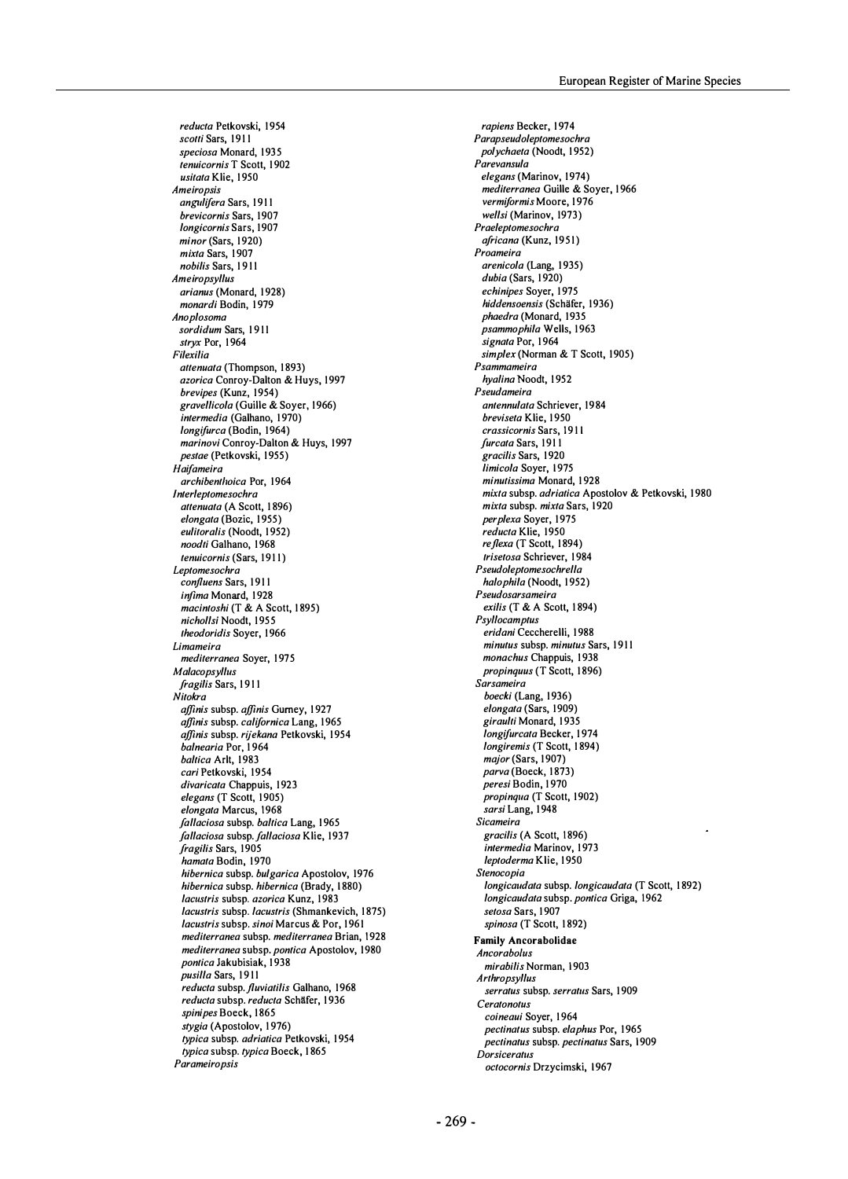*reducta* Petkovski, 1954
*scotti* Sars, 1911
*speciosa* Monard, 1935
*tenuicornis* T Scott, 1902
*usitata* Klie, 1950

*Ameiropsis*
*angulifera* Sars, 1911
*brevicornis* Sars, 1907
*longicornis* Sars, 1907
*minor* (Sars, 1920)
*mixta* Sars, 1907
*nobilis* Sars, 1911

*Ameiropsyllus*
*arianus* (Monard, 1928)
*monardi* Bodin, 1979

*Anoplosoma*
*sordidum* Sars, 1911
*stryx* Por, 1964

*Filexilia*
*attenuata* (Thompson, 1893)
*azorica* Conroy-Dalton & Huys, 1997
*brevipes* (Kunz, 1954)
*gravellicola* (Guille & Soyer, 1966)
*intermedia* (Galhano, 1970)
*longifurca* (Bodin, 1964)
*marinovi* Conroy-Dalton & Huys, 1997
*pestae* (Petkovski, 1955)

*Haifameira*
*archibenthoica* Por, 1964

*Interleptomesochra*
*attenuata* (A Scott, 1896)
*elongata* (Bozic, 1955)
*eulitoralis* (Noodt, 1952)
*noodti* Galhano, 1968
*tenuicornis* (Sars, 1911)

*Leptomesochra*
*confluens* Sars, 1911
*infima* Monard, 1928
*macintoshi* (T & A Scott, 1895)
*nichollsi* Noodt, 1955
*theodoridis* Soyer, 1966

*Limameira*
*mediterranea* Soyer, 1975

*Malacopsyllus*
*fragilis* Sars, 1911

*Nitokra*
*affinis* subsp. *affinis* Gurney, 1927
*affinis* subsp. *californica* Lang, 1965
*affinis* subsp. *rijekana* Petkovski, 1954
*balnearia* Por, 1964
*baltica* Arlt, 1983
*cari* Petkovski, 1954
*divaricata* Chappuis, 1923
*elegans* (T Scott, 1905)
*elongata* Marcus, 1968
*fallaciosa* subsp. *baltica* Lang, 1965
*fallaciosa* subsp. *fallaciosa* Klie, 1937
*fragilis* Sars, 1905
*hamata* Bodin, 1970
*hibernica* subsp. *bulgarica* Apostolov, 1976
*hibernica* subsp. *hibernica* (Brady, 1880)
*lacustris* subsp. *azorica* Kunz, 1983
*lacustris* subsp. *lacustris* (Shmankevich, 1875)
*lacustris* subsp. *sinoi* Marcus & Por, 1961
*mediterranea* subsp. *mediterranea* Brian, 1928
*mediterranea* subsp. *pontica* Apostolov, 1980
*pontica* Jakubisiak, 1938
*pusilla* Sars, 1911
*reducta* subsp. *fluviatilis* Galhano, 1968
*reducta* subsp. *reducta* Schäfer, 1936
*spinipes* Boeck, 1865
*stygia* (Apostolov, 1976)
*typica* subsp. *adriatica* Petkovski, 1954
*typica* subsp. *typica* Boeck, 1865

*Parameiropsis*
*rapiens* Becker, 1974

*Parapseudoleptomesochra*
*polychaeta* (Noodt, 1952)

*Parevansula*
*elegans* (Marinov, 1974)
*mediterranea* Guille & Soyer, 1966
*vermiformis* Moore, 1976
*wellsi* (Marinov, 1973)

*Praeleptomesochra*
*africana* (Kunz, 1951)

*Proameira*
*arenicola* (Lang, 1935)
*dubia* (Sars, 1920)
*echinipes* Soyer, 1975
*hiddensoensis* (Schäfer, 1936)
*phaedra* (Monard, 1935
*psammophila* Wells, 1963
*signata* Por, 1964
*simplex* (Norman & T Scott, 1905)

*Psammameira*
*hyalina* Noodt, 1952

*Pseudameira*
*antennulata* Schriever, 1984
*breviseta* Klie, 1950
*crassicornis* Sars, 1911
*furcata* Sars, 1911
*gracilis* Sars, 1920
*limicola* Soyer, 1975
*minutissima* Monard, 1928
*mixta* subsp. *adriatica* Apostolov & Petkovski, 1980
*mixta* subsp. *mixta* Sars, 1920
*perplexa* Soyer, 1975
*reducta* Klie, 1950
*reflexa* (T Scott, 1894)
*trisetosa* Schriever, 1984

*Pseudoleptomesochrella*
*halophila* (Noodt, 1952)

*Pseudosarsameira*
*exilis* (T & A Scott, 1894)

*Psyllocamptus*
*eridani* Ceccherelli, 1988
*minutus* subsp. *minutus* Sars, 1911
*monachus* Chappuis, 1938
*propinquus* (T Scott, 1896)

*Sarsameira*
*boecki* (Lang, 1936)
*elongata* (Sars, 1909)
*giraulti* Monard, 1935
*longifurcata* Becker, 1974
*longiremis* (T Scott, 1894)
*major* (Sars, 1907)
*parva* (Boeck, 1873)
*peresi* Bodin, 1970
*propinqua* (T Scott, 1902)
*sarsi* Lang, 1948

*Sicameira*
*gracilis* (A Scott, 1896)
*intermedia* Marinov, 1973
*leptoderma* Klie, 1950

*Stenocopia*
*longicaudata* subsp. *longicaudata* (T Scott, 1892)
*longicaudata* subsp. *pontica* Griga, 1962
*setosa* Sars, 1907
*spinosa* (T Scott, 1892)

**Family Ancorabolidae**

*Ancorabolus*
*mirabilis* Norman, 1903

*Arthropsyllus*
*serratus* subsp. *serratus* Sars, 1909

*Ceratonotus*
*coineaui* Soyer, 1964
*pectinatus* subsp. *elaphus* Por, 1965
*pectinatus* subsp. *pectinatus* Sars, 1909

*Dorsiceratus*
*octocornis* Drzycimski, 1967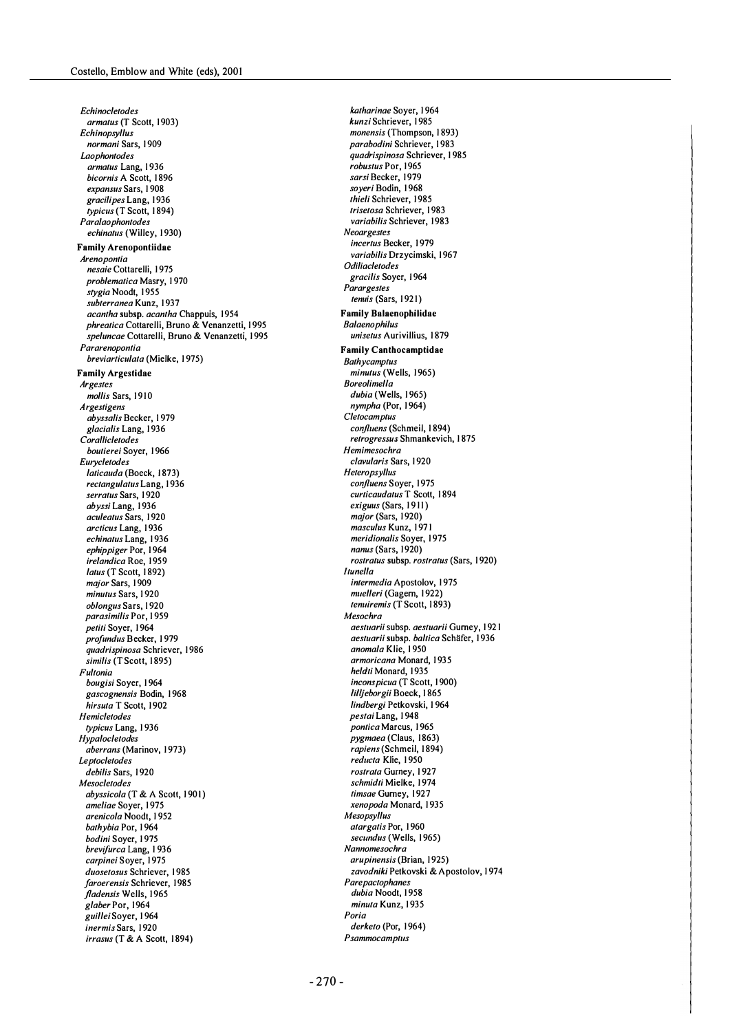*Echinocletodes*
*armatus* (T Scott, 1903)
*Echinopsyllus*
*normani* Sars, 1909
*Laophontodes*
*armatus* Lang, 1936
*bicornis* A Scott, 1896
*expansus* Sars, 1908
*gracilipes* Lang, 1936
*typicus* (T Scott, 1894)
*Paralaophontodes*
*echinatus* (Willey, 1930)

**Family Arenopontiidae**

*Arenopontia*
*nesaie* Cottarelli, 1975
*problematica* Masry, 1970
*stygia* Noodt, 1955
*subterranea* Kunz, 1937
*acantha* subsp. *acantha* Chappuis, 1954
*phreatica* Cottarelli, Bruno & Venanzetti, 1995
*speluncae* Cottarelli, Bruno & Venanzetti, 1995
*Pararenopontia*
*breviarticulata* (Mielke, 1975)

**Family Argestidae**

*Argestes*
*mollis* Sars, 1910
*Argestigens*
*abyssalis* Becker, 1979
*glacialis* Lang, 1936
*Corallicletodes*
*boutierei* Soyer, 1966
*Eurycletodes*
*laticauda* (Boeck, 1873)
*rectangulatus* Lang, 1936
*serratus* Sars, 1920
*abyssi* Lang, 1936
*aculeatus* Sars, 1920
*arcticus* Lang, 1936
*echinatus* Lang, 1936
*ephippiger* Por, 1964
*irelandica* Roe, 1959
*latus* (T Scott, 1892)
*major* Sars, 1909
*minutus* Sars, 1920
*oblongus* Sars, 1920
*parasimilis* Por, 1959
*petiti* Soyer, 1964
*profundus* Becker, 1979
*quadrispinosa* Schriever, 1986
*similis* (T Scott, 1895)
*Fultonia*
*bougisi* Soyer, 1964
*gascognensis* Bodin, 1968
*hirsuta* T Scott, 1902
*Hemicletodes*
*typicus* Lang, 1936
*Hypalocletodes*
*aberrans* (Marinov, 1973)
*Leptocletodes*
*debilis* Sars, 1920
*Mesocletodes*
*abyssicola* (T & A Scott, 1901)
*ameliae* Soyer, 1975
*arenicola* Noodt, 1952
*bathybia* Por, 1964
*bodini* Soyer, 1975
*brevifurca* Lang, 1936
*carpinei* Soyer, 1975
*duosetosus* Schriever, 1985
*faroerensis* Schriever, 1985
*fladensis* Wells, 1965
*glaber* Por, 1964
*guillei* Soyer, 1964
*inermis* Sars, 1920
*irrasus* (T & A Scott, 1894)
*katharinae* Soyer, 1964
*kunzi* Schriever, 1985
*monensis* (Thompson, 1893)
*parabodini* Schriever, 1983
*quadrispinosa* Schriever, 1985
*robustus* Por, 1965
*sarsi* Becker, 1979
*soyeri* Bodin, 1968
*thieli* Schriever, 1985
*trisetosa* Schriever, 1983
*variabilis* Schriever, 1983
*Neoargestes*
*incertus* Becker, 1979
*variabilis* Drzycimski, 1967
*Odiliacletodes*
*gracilis* Soyer, 1964
*Parargestes*
*tenuis* (Sars, 1921)

**Family Balaenophilidae**

*Balaenophilus*
*unisetus* Aurivillius, 1879

**Family Canthocamptidae**

*Bathycamptus*
*minutus* (Wells, 1965)
*Boreolimella*
*dubia* (Wells, 1965)
*nympha* (Por, 1964)
*Cletocamptus*
*confluens* (Schmeil, 1894)
*retrogressus* Shmankevich, 1875
*Hemimesochra*
*clavularis* Sars, 1920
*Heteropsyllus*
*confluens* Soyer, 1975
*curticaudatus* T Scott, 1894
*exiguus* (Sars, 1911)
*major* (Sars, 1920)
*masculus* Kunz, 1971
*meridionalis* Soyer, 1975
*nanus* (Sars, 1920)
*rostratus* subsp. *rostratus* (Sars, 1920)
*Itunella*
*intermedia* Apostolov, 1975
*muelleri* (Gagern, 1922)
*tenuiremis* (T Scott, 1893)
*Mesochra*
*aestuarii* subsp. *aestuarii* Gurney, 1921
*aestuarii* subsp. *baltica* Schäfer, 1936
*anomala* Klie, 1950
*armoricana* Monard, 1935
*heldti* Monard, 1935
*inconspicua* (T Scott, 1900)
*lilljeborgii* Boeck, 1865
*lindbergi* Petkovski, 1964
*pestai* Lang, 1948
*pontica* Marcus, 1965
*pygmaea* (Claus, 1863)
*rapiens* (Schmeil, 1894)
*reducta* Klie, 1950
*rostrata* Gurney, 1927
*schmidti* Mielke, 1974
*timsae* Gurney, 1927
*xenopoda* Monard, 1935
*Mesopsyllus*
*atargatis* Por, 1960
*secundus* (Wells, 1965)
*Nannomesochra*
*arupinensis* (Brian, 1925)
*zavodniki* Petkovski & Apostolov, 1974
*Parepactophanes*
*dubia* Noodt, 1958
*minuta* Kunz, 1935
*Poria*
*derketo* (Por, 1964)
*Psammocamptus*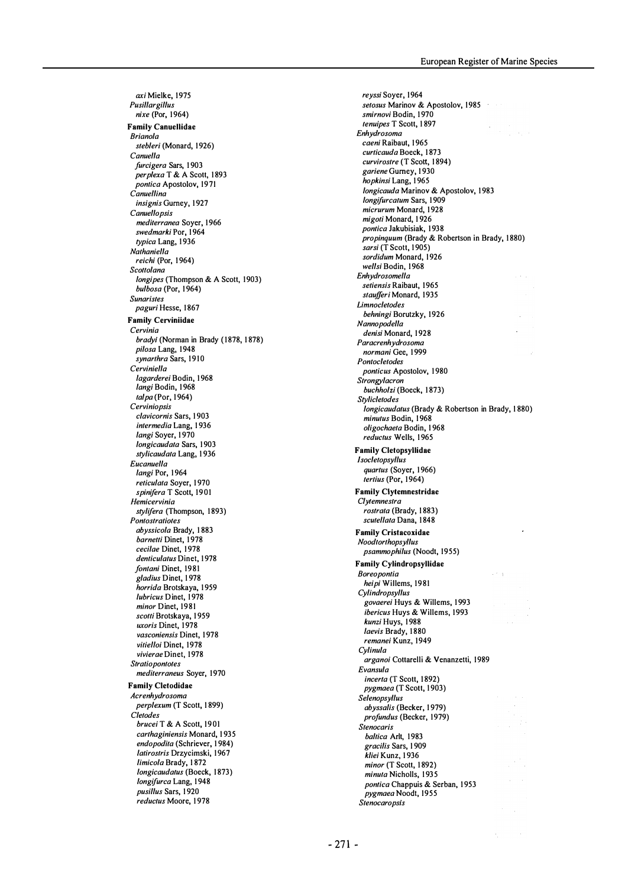*axi* Mielke, 1975
*Pusillargillus*
*nixe* (Por, 1964)

**Family Canuellidae**

*Brianola*
*stebleri* (Monard, 1926)
*Canuella*
*furcigera* Sars, 1903
*perplexa* T & A Scott, 1893
*pontica* Apostolov, 1971
*Canuellina*
*insignis* Gurney, 1927
*Canuellopsis*
*mediterranea* Soyer, 1966
*swedmarki* Por, 1964
*typica* Lang, 1936
*Nathaniella*
*reichi* (Por, 1964)
*Scottolana*
*longipes* (Thompson & A Scott, 1903)
*bulbosa* (Por, 1964)
*Sunaristes*
*paguri* Hesse, 1867

**Family Cerviniidae**

*Cervinia*
*bradyi* (Norman in Brady (1878, 1878)
*pilosa* Lang, 1948
*synarthra* Sars, 1910
*Cerviniella*
*lagarderei* Bodin, 1968
*langi* Bodin, 1968
*talpa* (Por, 1964)
*Cerviniopsis*
*clavicornis* Sars, 1903
*intermedia* Lang, 1936
*langi* Soyer, 1970
*longicaudata* Sars, 1903
*stylicaudata* Lang, 1936
*Eucanuella*
*langi* Por, 1964
*reticulata* Soyer, 1970
*spinifera* T Scott, 1901
*Hemicervinia*
*stylifera* (Thompson, 1893)
*Pontostratiotes*
*abyssicola* Brady, 1883
*barnetti* Dinet, 1978
*cecilae* Dinet, 1978
*denticulatus* Dinet, 1978
*fontani* Dinet, 1981
*gladius* Dinet, 1978
*horrida* Brotskaya, 1959
*lubricus* Dinet, 1978
*minor* Dinet, 1981
*scotti* Brotskaya, 1959
*uxoris* Dinet, 1978
*vasconiensis* Dinet, 1978
*vitielloi* Dinet, 1978
*vivierae* Dinet, 1978
*Stratiopontotes*
*mediterraneus* Soyer, 1970

**Family Cletodidae**

*Acrenhydrosoma*
*perplexum* (T Scott, 1899)
*Cletodes*
*brucei* T & A Scott, 1901
*carthaginiensis* Monard, 1935
*endopodita* (Schriever, 1984)
*latirostris* Drzycimski, 1967
*limicola* Brady, 1872
*longicaudatus* (Boeck, 1873)
*longifurca* Lang, 1948
*pusillus* Sars, 1920
*reductus* Moore, 1978
*reyssi* Soyer, 1964
*setosus* Marinov & Apostolov, 1985
*smirnovi* Bodin, 1970
*tenuipes* T Scott, 1897
*Enhydrosoma*
*caeni* Raibaut, 1965
*curticauda* Boeck, 1873
*curvirostre* (T Scott, 1894)
*gariene* Gurney, 1930
*hopkinsi* Lang, 1965
*longicauda* Marinov & Apostolov, 1983
*longifurcatum* Sars, 1909
*micrurum* Monard, 1928
*migoti* Monard, 1926
*pontica* Jakubisiak, 1938
*propinquum* (Brady & Robertson in Brady, 1880)
*sarsi* (T Scott, 1905)
*sordidum* Monard, 1926
*wellsi* Bodin, 1968
*Enhydrosomella*
*setiensis* Raibaut, 1965
*staufferi* Monard, 1935
*Limnocletodes*
*behningi* Borutzky, 1926
*Nannopodella*
*denisi* Monard, 1928
*Paracrenhydrosoma*
*normani* Gee, 1999
*Pontocletodes*
*ponticus* Apostolov, 1980
*Strongylacron*
*buchholzi* (Boeck, 1873)
*Stylicletodes*
*longicaudatus* (Brady & Robertson in Brady, 1880)
*minutus* Bodin, 1968
*oligochaeta* Bodin, 1968
*reductus* Wells, 1965

**Family Cletopsyllidae**

*Isocletopsyllus*
*quartus* (Soyer, 1966)
*tertius* (Por, 1964)

**Family Clytemnestridae**

*Clytemnestra*
*rostrata* (Brady, 1883)
*scutellata* Dana, 1848

**Family Cristacoxidae**

*Noodtorthopsyllus*
*psammophilus* (Noodt, 1955)

**Family Cylindropsyllidae**

*Boreopontia*
*heipi* Willems, 1981
*Cylindropsyllus*
*govaerei* Huys & Willems, 1993
*ibericus* Huys & Willems, 1993
*kunzi* Huys, 1988
*laevis* Brady, 1880
*remanei* Kunz, 1949
*Cylinula*
*arganoi* Cottarelli & Venanzetti, 1989
*Evansula*
*incerta* (T Scott, 1892)
*pygmaea* (T Scott, 1903)
*Selenopsyllus*
*abyssalis* (Becker, 1979)
*profundus* (Becker, 1979)
*Stenocaris*
*baltica* Arlt, 1983
*gracilis* Sars, 1909
*kliei* Kunz, 1936
*minor* (T Scott, 1892)
*minuta* Nicholls, 1935
*pontica* Chappuis & Serban, 1953
*pygmaea* Noodt, 1955
*Stenocaropsis*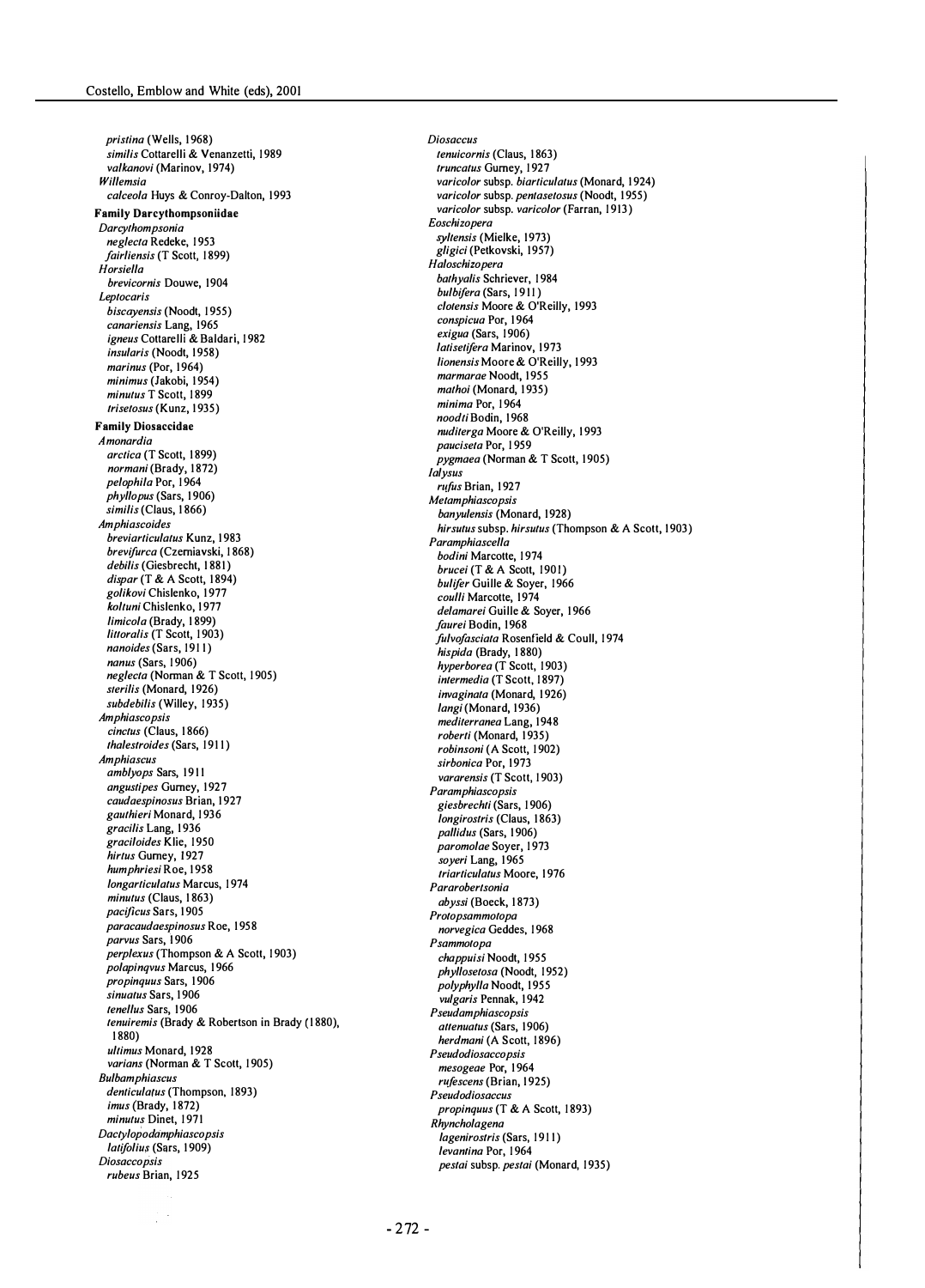*pristina* (Wells, 1968)
*similis* Cottarelli & Venanzetti, 1989
*valkanovi* (Marinov, 1974)
*Willemsia*
*calceola* Huys & Conroy-Dalton, 1993

**Family Darcythompsoniidae**

*Darcythompsonia*
*neglecta* Redeke, 1953
*fairliensis* (T Scott, 1899)
*Horsiella*
*brevicornis* Douwe, 1904
*Leptocaris*
*biscayensis* (Noodt, 1955)
*canariensis* Lang, 1965
*igneus* Cottarelli & Baldari, 1982
*insularis* (Noodt, 1958)
*marinus* (Por, 1964)
*minimus* (Jakobi, 1954)
*minutus* T Scott, 1899
*trisetosus* (Kunz, 1935)

**Family Diosaccidae**

*Amonardia*
*arctica* (T Scott, 1899)
*normani* (Brady, 1872)
*pelophila* Por, 1964
*phyllopus* (Sars, 1906)
*similis* (Claus, 1866)
*Amphiascoides*
*breviarticulatus* Kunz, 1983
*brevifurca* (Czerniavski, 1868)
*debilis* (Giesbrecht, 1881)
*dispar* (T & A Scott, 1894)
*golikovi* Chislenko, 1977
*koltuni* Chislenko, 1977
*limicola* (Brady, 1899)
*littoralis* (T Scott, 1903)
*nanoides* (Sars, 1911)
*nanus* (Sars, 1906)
*neglecta* (Norman & T Scott, 1905)
*sterilis* (Monard, 1926)
*subdebilis* (Willey, 1935)
*Amphiascopsis*
*cinctus* (Claus, 1866)
*thalestroides* (Sars, 1911)
*Amphiascus*
*amblyops* Sars, 1911
*angustipes* Gurney, 1927
*caudaespinosus* Brian, 1927
*gauthieri* Monard, 1936
*gracilis* Lang, 1936
*graciloides* Klie, 1950
*hirtus* Gurney, 1927
*humphriesi* Roe, 1958
*longarticulatus* Marcus, 1974
*minutus* (Claus, 1863)
*pacificus* Sars, 1905
*paracaudaespinosus* Roe, 1958
*parvus* Sars, 1906
*perplexus* (Thompson & A Scott, 1903)
*polapinqvus* Marcus, 1966
*propinquus* Sars, 1906
*sinuatus* Sars, 1906
*tenellus* Sars, 1906
*tenuiremis* (Brady & Robertson in Brady (1880), 1880)
*ultimus* Monard, 1928
*varians* (Norman & T Scott, 1905)
*Bulbamphiascus*
*denticulatus* (Thompson, 1893)
*imus* (Brady, 1872)
*minutus* Dinet, 1971
*Dactylopodamphiascopsis*
*latifolius* (Sars, 1909)
*Diosaccopsis*
*rubeus* Brian, 1925
*Diosaccus*
*tenuicornis* (Claus, 1863)
*truncatus* Gurney, 1927
*varicolor* subsp. *biarticulatus* (Monard, 1924)
*varicolor* subsp. *pentasetosus* (Noodt, 1955)
*varicolor* subsp. *varicolor* (Farran, 1913)
*Eoschizopera*
*syltensis* (Mielke, 1973)
*gligici* (Petkovski, 1957)
*Haloschizopera*
*bathyalis* Schriever, 1984
*bulbifera* (Sars, 1911)
*clotensis* Moore & O'Reilly, 1993
*conspicua* Por, 1964
*exigua* (Sars, 1906)
*latisetifera* Marinov, 1973
*lionensis* Moore & O'Reilly, 1993
*marmarae* Noodt, 1955
*mathoi* (Monard, 1935)
*minima* Por, 1964
*noodti* Bodin, 1968
*nuditerga* Moore & O'Reilly, 1993
*pauciseta* Por, 1959
*pygmaea* (Norman & T Scott, 1905)
*Ialysus*
*rufus* Brian, 1927
*Metamphiascopsis*
*banyulensis* (Monard, 1928)
*hirsutus* subsp. *hirsutus* (Thompson & A Scott, 1903)
*Paramphiascella*
*bodini* Marcotte, 1974
*brucei* (T & A Scott, 1901)
*bulifer* Guille & Soyer, 1966
*coulli* Marcotte, 1974
*delamarei* Guille & Soyer, 1966
*faurei* Bodin, 1968
*fulvofasciata* Rosenfield & Coull, 1974
*hispida* (Brady, 1880)
*hyperborea* (T Scott, 1903)
*intermedia* (T Scott, 1897)
*invaginata* (Monard, 1926)
*langi* (Monard, 1936)
*mediterranea* Lang, 1948
*roberti* (Monard, 1935)
*robinsoni* (A Scott, 1902)
*sirbonica* Por, 1973
*vararensis* (T Scott, 1903)
*Paramphiascopsis*
*giesbrechti* (Sars, 1906)
*longirostris* (Claus, 1863)
*pallidus* (Sars, 1906)
*paromolae* Soyer, 1973
*soyeri* Lang, 1965
*triarticulatus* Moore, 1976
*Pararobertsonia*
*abyssi* (Boeck, 1873)
*Protopsammotopa*
*norvegica* Geddes, 1968
*Psammotopa*
*chappuisi* Noodt, 1955
*phyllosetosa* (Noodt, 1952)
*polyphylla* Noodt, 1955
*vulgaris* Pennak, 1942
*Pseudamphiascopsis*
*attenuatus* (Sars, 1906)
*herdmani* (A Scott, 1896)
*Pseudodiosaccopsis*
*mesogeae* Por, 1964
*rufescens* (Brian, 1925)
*Pseudodiosaccus*
*propinquus* (T & A Scott, 1893)
*Rhyncholagena*
*lagenirostris* (Sars, 1911)
*levantina* Por, 1964
*pestai* subsp. *pestai* (Monard, 1935)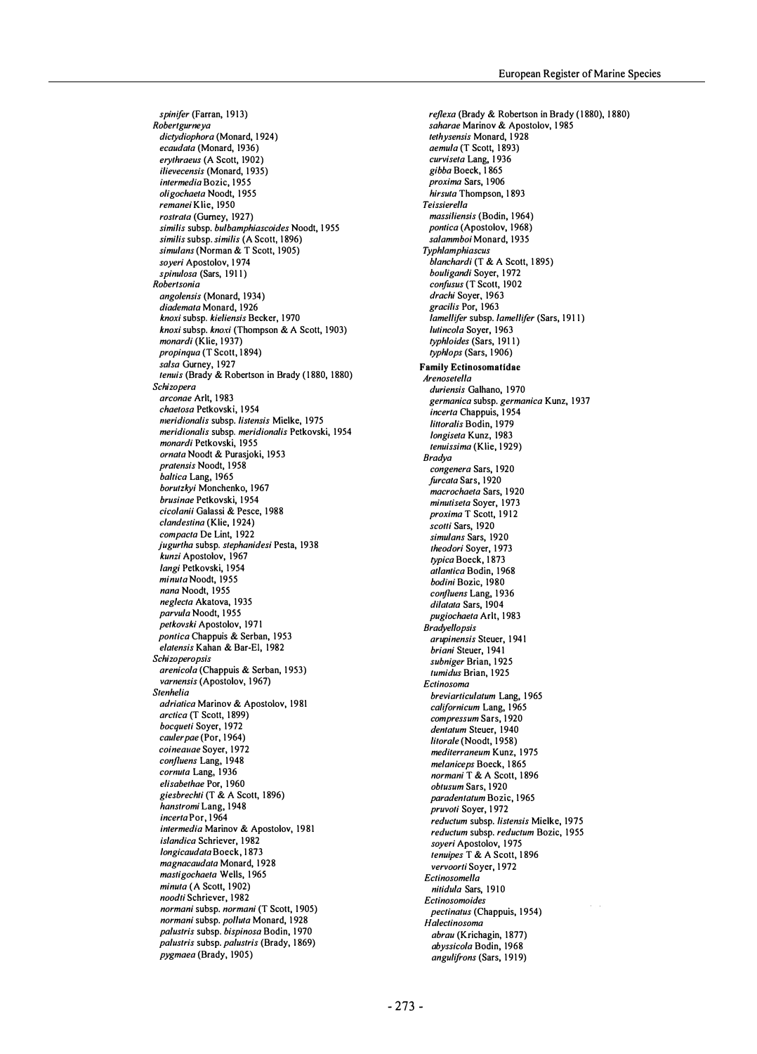*spinifer* (Farran, 1913)

*Robertgurneya*

*dictydiophora* (Monard, 1924)
*ecaudata* (Monard, 1936)
*erythraeus* (A Scott, 1902)
*ilievecensis* (Monard, 1935)
*intermedia* Bozic, 1955
*oligochaeta* Noodt, 1955
*remanei* Klie, 1950
*rostrata* (Gurney, 1927)
*similis* subsp. *bulbamphiascoides* Noodt, 1955
*similis* subsp. *similis* (A Scott, 1896)
*simulans* (Norman & T Scott, 1905)
*soyeri* Apostolov, 1974
*spinulosa* (Sars, 1911)

*Robertsonia*

*angolensis* (Monard, 1934)
*diademata* Monard, 1926
*knoxi* subsp. *kieliensis* Becker, 1970
*knoxi* subsp. *knoxi* (Thompson & A Scott, 1903)
*monardi* (Klie, 1937)
*propinqua* (T Scott, 1894)
*salsa* Gurney, 1927
*tenuis* (Brady & Robertson in Brady (1880, 1880)

*Schizopera*

*arconae* Arlt, 1983
*chaetosa* Petkovski, 1954
*meridionalis* subsp. *listensis* Mielke, 1975
*meridionalis* subsp. *meridionalis* Petkovski, 1954
*monardi* Petkovski, 1955
*ornata* Noodt & Purasjoki, 1953
*pratensis* Noodt, 1958
*baltica* Lang, 1965
*borutzkyi* Monchenko, 1967
*brusinae* Petkovski, 1954
*cicolanii* Galassi & Pesce, 1988
*clandestina* (Klie, 1924)
*compacta* De Lint, 1922
*jugurtha* subsp. *stephanidesi* Pesta, 1938
*kunzi* Apostolov, 1967
*langi* Petkovski, 1954
*minuta* Noodt, 1955
*nana* Noodt, 1955
*neglecta* Akatova, 1935
*parvula* Noodt, 1955
*petkovski* Apostolov, 1971
*pontica* Chappuis & Serban, 1953
*elatensis* Kahan & Bar-El, 1982

*Schizoperopsis*

*arenicola* (Chappuis & Serban, 1953)
*varnensis* (Apostolov, 1967)

*Stenhelia*

*adriatica* Marinov & Apostolov, 1981
*arctica* (T Scott, 1899)
*bocqueti* Soyer, 1972
*caulerpae* (Por, 1964)
*coineauae* Soyer, 1972
*confluens* Lang, 1948
*cornuta* Lang, 1936
*elisabethae* Por, 1960
*giesbrechti* (T & A Scott, 1896)
*hanstromi* Lang, 1948
*incerta* Por, 1964
*intermedia* Marinov & Apostolov, 1981
*islandica* Schriever, 1982
*longicaudata* Boeck, 1873
*magnacaudata* Monard, 1928
*mastigochaeta* Wells, 1965
*minuta* (A Scott, 1902)
*noodti* Schriever, 1982
*normani* subsp. *normani* (T Scott, 1905)
*normani* subsp. *polluta* Monard, 1928
*palustris* subsp. *bispinosa* Bodin, 1970
*palustris* subsp. *palustris* (Brady, 1869)
*pygmaea* (Brady, 1905)
*reflexa* (Brady & Robertson in Brady (1880), 1880)
*saharae* Marinov & Apostolov, 1985
*tethysensis* Monard, 1928
*aemula* (T Scott, 1893)
*curviseta* Lang, 1936
*gibba* Boeck, 1865
*proxima* Sars, 1906
*hirsuta* Thompson, 1893

*Teissierella*

*massiliensis* (Bodin, 1964)
*pontica* (Apostolov, 1968)
*salammboi* Monard, 1935

*Typhlamphiascus*

*blanchardi* (T & A Scott, 1895)
*bouligandi* Soyer, 1972
*confusus* (T Scott, 1902
*drachi* Soyer, 1963
*gracilis* Por, 1963
*lamellifer* subsp. *lamellifer* (Sars, 1911)
*lutincola* Soyer, 1963
*typhloides* (Sars, 1911)
*typhlops* (Sars, 1906)

**Family Ectinosomatidae**

*Arenosetella*

*duriensis* Galhano, 1970
*germanica* subsp. *germanica* Kunz, 1937
*incerta* Chappuis, 1954
*littoralis* Bodin, 1979
*longiseta* Kunz, 1983
*tenuissima* (Klie, 1929)

*Bradya*

*congenera* Sars, 1920
*furcata* Sars, 1920
*macrochaeta* Sars, 1920
*minutiseta* Soyer, 1973
*proxima* T Scott, 1912
*scotti* Sars, 1920
*simulans* Sars, 1920
*theodori* Soyer, 1973
*typica* Boeck, 1873
*atlantica* Bodin, 1968
*bodini* Bozic, 1980
*confluens* Lang, 1936
*dilatata* Sars, 1904
*pugiochaeta* Arlt, 1983

*Bradyellopsis*

*arupinensis* Steuer, 1941
*briani* Steuer, 1941
*subniger* Brian, 1925
*tumidus* Brian, 1925

*Ectinosoma*

*breviarticulatum* Lang, 1965
*californicum* Lang, 1965
*compressum* Sars, 1920
*dentatum* Steuer, 1940
*litorale* (Noodt, 1958)
*mediterraneum* Kunz, 1975
*melaniceps* Boeck, 1865
*normani* T & A Scott, 1896
*obtusum* Sars, 1920
*paradentatum* Bozic, 1965
*pruvoti* Soyer, 1972
*reductum* subsp. *listensis* Mielke, 1975
*reductum* subsp. *reductum* Bozic, 1955
*soyeri* Apostolov, 1975
*tenuipes* T & A Scott, 1896
*vervoorti* Soyer, 1972

*Ectinosomella*

*nitidula* Sars, 1910

*Ectinosomoides*

*pectinatus* (Chappuis, 1954)

*Halectinosoma*

*abrau* (Krichagin, 1877)
*abyssicola* Bodin, 1968
*angulifrons* (Sars, 1919)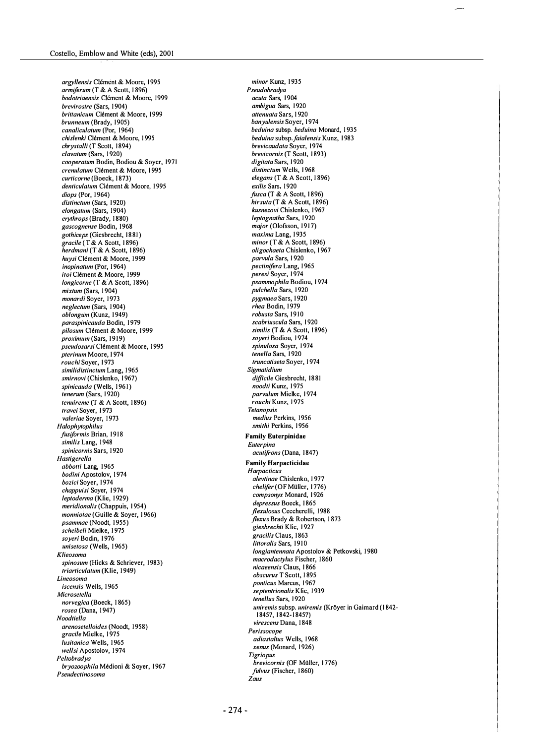*argyllensis* Clément & Moore, 1995
*armiferum* (T & A Scott, 1896)
*bodotriaensis* Clément & Moore, 1999
*brevirostre* (Sars, 1904)
*brittanicum* Clément & Moore, 1999
*brunneum* (Brady, 1905)
*canaliculatum* (Por, 1964)
*chislenki* Clément & Moore, 1995
*chrystalli* (T Scott, 1894)
*clavatum* (Sars, 1920)
*cooperatum* Bodin, Bodiou & Soyer, 1971
*crenulatum* Clément & Moore, 1995
*curticorne* (Boeck, 1873)
*denticulatum* Clément & Moore, 1995
*diops* (Por, 1964)
*distinctum* (Sars, 1920)
*elongatum* (Sars, 1904)
*erythrops* (Brady, 1880)
*gascognense* Bodin, 1968
*gothiceps* (Giesbrecht, 1881)
*gracile* (T & A Scott, 1896)
*herdmani* (T & A Scott, 1896)
*huysi* Clément & Moore, 1999
*inopinatum* (Por, 1964)
*itoi* Clément & Moore, 1999
*longicorne* (T & A Scott, 1896)
*mixtum* (Sars, 1904)
*monardi* Soyer, 1973
*neglectum* (Sars, 1904)
*oblongum* (Kunz, 1949)
*paraspinicauda* Bodin, 1979
*pilosum* Clément & Moore, 1999
*proximum* (Sars, 1919)
*pseudosarsi* Clément & Moore, 1995
*pterinum* Moore, 1974
*rouchi* Soyer, 1973
*similidistinctum* Lang, 1965
*smirnovi* (Chislenko, 1967)
*spinicauda* (Wells, 1961)
*tenerum* (Sars, 1920)
*tenuireme* (T & A Scott, 1896)
*travei* Soyer, 1973
*valeriae* Soyer, 1973

*Halophytophilus*
*fusiformis* Brian, 1918
*similis* Lang, 1948
*spinicornis* Sars, 1920

*Hastigerella*
*abbotti* Lang, 1965
*bodini* Apostolov, 1974
*bozici* Soyer, 1974
*chappuisi* Soyer, 1974
*leptoderma* (Klie, 1929)
*meridionalis* (Chappuis, 1954)
*monniotae* (Guille & Soyer, 1966)
*psammae* (Noodt, 1955)
*scheibeli* Mielke, 1975
*soyeri* Bodin, 1976
*unisetosa* (Wells, 1965)

*Klieosoma*
*spinosum* (Hicks & Schriever, 1983)
*triarticulatum* (Klie, 1949)

*Lineosoma*
*iscensis* Wells, 1965

*Microsetella*
*norvegica* (Boeck, 1865)
*rosea* (Dana, 1947)

*Noodtiella*
*arenosetelloides* (Noodt, 1958)
*gracile* Mielke, 1975
*lusitanica* Wells, 1965
*wellsi* Apostolov, 1974

*Peltobradya*
*bryozoophila* Médioni & Soyer, 1967

*Pseudectinosoma*
*minor* Kunz, 1935

*Pseudobradya*
*acuta* Sars, 1904
*ambigua* Sars, 1920
*attenuata* Sars, 1920
*banyulensis* Soyer, 1974
*beduina* subsp. *beduina* Monard, 1935
*beduina* subsp. *faialensis* Kunz, 1983
*brevicaudata* Soyer, 1974
*brevicornis* (T Scott, 1893)
*digitata* Sars, 1920
*distinctum* Wells, 1968
*elegans* (T & A Scott, 1896)
*exilis* Sars, 1920
*fusca* (T & A Scott, 1896)
*hirsuta* (T & A Scott, 1896)
*kusnezovi* Chislenko, 1967
*leptognatha* Sars, 1920
*major* (Olofsson, 1917)
*maxima* Lang, 1935
*minor* (T & A Scott, 1896)
*oligochaeta* Chislenko, 1967
*parvula* Sars, 1920
*pectinifera* Lang, 1965
*peresi* Soyer, 1974
*psammophila* Bodiou, 1974
*pulchella* Sars, 1920
*pygmaea* Sars, 1920
*rhea* Bodin, 1979
*robusta* Sars, 1910
*scabriuscula* Sars, 1920
*similis* (T & A Scott, 1896)
*soyeri* Bodiou, 1974
*spinulosa* Soyer, 1974
*tenella* Sars, 1920
*truncatiseta* Soyer, 1974

*Sigmatidium*
*difficile* Giesbrecht, 1881
*noodti* Kunz, 1975
*parvulum* Mielke, 1974
*rouchi* Kunz, 1975

*Tetanopsis*
*medius* Perkins, 1956
*smithi* Perkins, 1956

**Family Euterpinidae**

*Euterpina*
*acutifrons* (Dana, 1847)

**Family Harpacticidae**

*Harpacticus*
*alevtinae* Chislenko, 1977
*chelifer* (OF Müller, 1776)
*compsonyx* Monard, 1926
*depressus* Boeck, 1865
*flexulosus* Ceccherelli, 1988
*flexus* Brady & Robertson, 1873
*giesbrechti* Klie, 1927
*gracilis* Claus, 1863
*littoralis* Sars, 1910
*longiantennata* Apostolov & Petkovski, 1980
*macrodactylus* Fischer, 1860
*nicaeensis* Claus, 1866
*obscurus* T Scott, 1895
*ponticus* Marcus, 1967
*septentrionalis* Klie, 1939
*tenellus* Sars, 1920
*uniremis* subsp. *uniremis* (Kröyer in Gaimard (1842-1845?, 1842-1845?)
*virescens* Dana, 1848

*Perissocope*
*adiastaltus* Wells, 1968
*xenus* (Monard, 1926)

*Tigriopus*
*brevicornis* (OF Müller, 1776)
*fulvus* (Fischer, 1860)

*Zaus*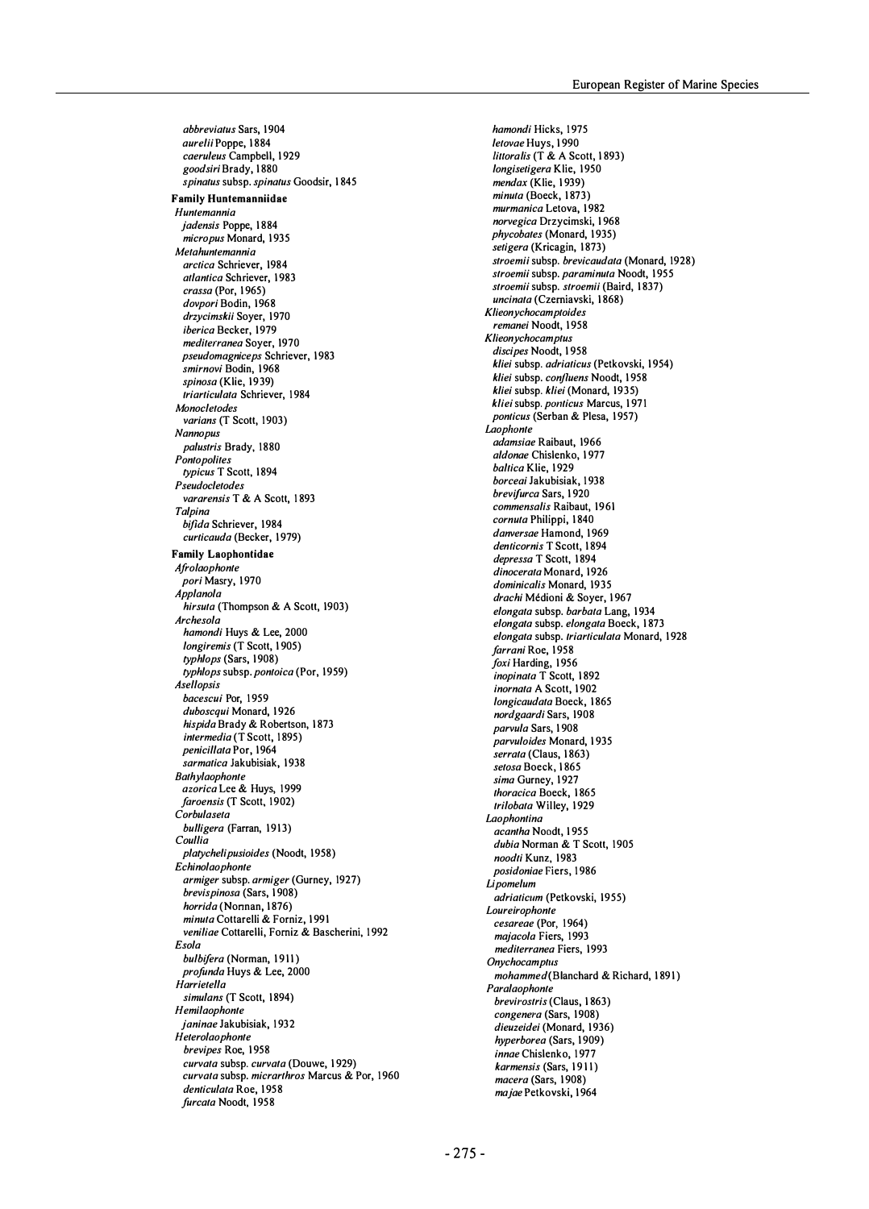*abbreviatus* Sars, 1904
*aurelii* Poppe, 1884
*caeruleus* Campbell, 1929
*goodsiri* Brady, 1880
*spinatus* subsp. *spinatus* Goodsir, 1845

**Family Huntemanniidae**

*Huntemannia*
*jadensis* Poppe, 1884
*micropus* Monard, 1935

*Metahuntemannia*
*arctica* Schriever, 1984
*atlantica* Schriever, 1983
*crassa* (Por, 1965)
*dovpori* Bodin, 1968
*drzycimskii* Soyer, 1970
*iberica* Becker, 1979
*mediterranea* Soyer, 1970
*pseudomagniceps* Schriever, 1983
*smirnovi* Bodin, 1968
*spinosa* (Klie, 1939)
*triarticulata* Schriever, 1984

*Monocletodes*
*varians* (T Scott, 1903)

*Nannopus*
*palustris* Brady, 1880

*Pontopolites*
*typicus* T Scott, 1894

*Pseudocletodes*
*vararensis* T & A Scott, 1893

*Talpina*
*bifida* Schriever, 1984
*curticauda* (Becker, 1979)

**Family Laophontidae**

*Afrolaophonte*
*pori* Masry, 1970

*Applanola*
*hirsuta* (Thompson & A Scott, 1903)

*Archesola*
*hamondi* Huys & Lee, 2000
*longiremis* (T Scott, 1905)
*typhlops* (Sars, 1908)
*typhlops* subsp. *pontoica* (Por, 1959)

*Asellopsis*
*bacescui* Por, 1959
*duboscqui* Monard, 1926
*hispida* Brady & Robertson, 1873
*intermedia* (T Scott, 1895)
*penicillata* Por, 1964
*sarmatica* Jakubisiak, 1938

*Bathylaophonte*
*azorica* Lee & Huys, 1999
*faroensis* (T Scott, 1902)

*Corbulaseta*
*bulligera* (Farran, 1913)

*Coullia*
*platychelipusioides* (Noodt, 1958)

*Echinolaophonte*
*armiger* subsp. *armiger* (Gurney, 1927)
*brevispinosa* (Sars, 1908)
*horrida* (Norman, 1876)
*minuta* Cottarelli & Forniz, 1991
*veniliae* Cottarelli, Forniz & Bascherini, 1992

*Esola*
*bulbifera* (Norman, 1911)
*profunda* Huys & Lee, 2000

*Harrietella*
*simulans* (T Scott, 1894)

*Hemilaophonte*
*janinae* Jakubisiak, 1932

*Heterolaophonte*
*brevipes* Roe, 1958
*curvata* subsp. *curvata* (Douwe, 1929)
*curvata* subsp. *micrarthros* Marcus & Por, 1960
*denticulata* Roe, 1958
*furcata* Noodt, 1958
*hamondi* Hicks, 1975
*letovae* Huys, 1990
*littoralis* (T & A Scott, 1893)
*longisetigera* Klie, 1950
*mendax* (Klie, 1939)
*minuta* (Boeck, 1873)
*murmanica* Letova, 1982
*norvegica* Drzycimski, 1968
*phycobates* (Monard, 1935)
*setigera* (Kricagin, 1873)
*stroemii* subsp. *brevicaudata* (Monard, 1928)
*stroemii* subsp. *paraminuta* Noodt, 1955
*stroemii* subsp. *stroemii* (Baird, 1837)
*uncinata* (Czerniavski, 1868)

*Klieonychocamptoides*
*remanei* Noodt, 1958

*Klieonychocamptus*
*discipes* Noodt, 1958
*kliei* subsp. *adriaticus* (Petkovski, 1954)
*kliei* subsp. *confluens* Noodt, 1958
*kliei* subsp. *kliei* (Monard, 1935)
*kliei* subsp. *ponticus* Marcus, 1971
*ponticus* (Serban & Plesa, 1957)

*Laophonte*
*adamsiae* Raibaut, 1966
*aldonae* Chislenko, 1977
*baltica* Klie, 1929
*borceai* Jakubisiak, 1938
*brevifurca* Sars, 1920
*commensalis* Raibaut, 1961
*cornuta* Philippi, 1840
*danversae* Hamond, 1969
*denticornis* T Scott, 1894
*depressa* T Scott, 1894
*dinocerata* Monard, 1926
*dominicalis* Monard, 1935
*drachi* Médioni & Soyer, 1967
*elongata* subsp. *barbata* Lang, 1934
*elongata* subsp. *elongata* Boeck, 1873
*elongata* subsp. *triarticulata* Monard, 1928
*farrani* Roe, 1958
*foxi* Harding, 1956
*inopinata* T Scott, 1892
*inornata* A Scott, 1902
*longicaudata* Boeck, 1865
*nordgaardi* Sars, 1908
*parvula* Sars, 1908
*parvuloides* Monard, 1935
*serrata* (Claus, 1863)
*setosa* Boeck, 1865
*sima* Gurney, 1927
*thoracica* Boeck, 1865
*trilobata* Willey, 1929

*Laophontina*
*acantha* Noodt, 1955
*dubia* Norman & T Scott, 1905
*noodti* Kunz, 1983
*posidoniae* Fiers, 1986

*Lipomelum*
*adriaticum* (Petkovski, 1955)

*Loureirophonte*
*cesareae* (Por, 1964)
*majacola* Fiers, 1993
*mediterranea* Fiers, 1993

*Onychocamptus*
*mohammed* (Blanchard & Richard, 1891)

*Paralaophonte*
*brevirostris* (Claus, 1863)
*congenera* (Sars, 1908)
*dieuzeidei* (Monard, 1936)
*hyperborea* (Sars, 1909)
*innae* Chislenko, 1977
*karmensis* (Sars, 1911)
*macera* (Sars, 1908)
*majae* Petkovski, 1964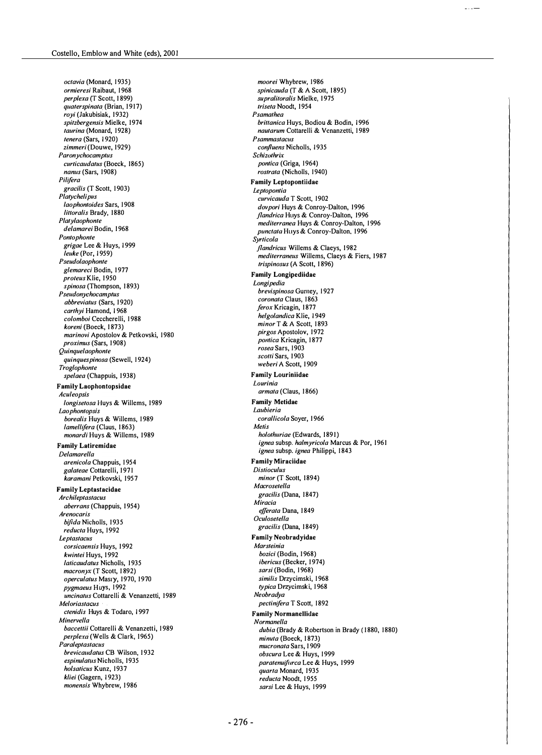*octavia* (Monard, 1935)
*ormieresi* Raibaut, 1968
*perplexa* (T Scott, 1899)
*quaterspinata* (Brian, 1917)
*royi* (Jakubisiak, 1932)
*spitzbergensis* Mielke, 1974
*taurina* (Monard, 1928)
*tenera* (Sars, 1920)
*zimmeri* (Douwe, 1929)

*Paronychocamptus*
*curticaudatus* (Boeck, 1865)
*nanus* (Sars, 1908)

*Pilifera*
*gracilis* (T Scott, 1903)

*Platychelipus*
*laophontoides* Sars, 1908
*littoralis* Brady, 1880

*Platylaophonte*
*delamarei* Bodin, 1968

*Pontophonte*
*grigae* Lee & Huys, 1999
*leuke* (Por, 1959)

*Pseudolaophonte*
*glemareci* Bodin, 1977
*proteus* Klie, 1950
*spinosa* (Thompson, 1893)

*Pseudonychocamptus*
*abbreviatus* (Sars, 1920)
*carthyi* Hamond, 1968
*colomboi* Ceccherelli, 1988
*koreni* (Boeck, 1873)
*marinovi* Apostolov & Petkovski, 1980
*proximus* (Sars, 1908)

*Quinquelaophonte*
*quinquespinosa* (Sewell, 1924)

*Troglophonte*
*spelaea* (Chappuis, 1938)

**Family Laophontopsidae**

*Aculeopsis*
*longisetosa* Huys & Willems, 1989

*Laophontopsis*
*borealis* Huys & Willems, 1989
*lamellifera* (Claus, 1863)
*monardi* Huys & Willems, 1989

**Family Latiremidae**

*Delamarella*
*arenicola* Chappuis, 1954
*galateae* Cottarelli, 1971
*karamani* Petkovski, 1957

**Family Leptastacidae**

*Archileptastacus*
*aberrans* (Chappuis, 1954)

*Arenocaris*
*bifida* Nicholls, 1935
*reducta* Huys, 1992

*Leptastacus*
*corsicaensis* Huys, 1992
*kwintei* Huys, 1992
*laticaudatus* Nicholls, 1935
*macronyx* (T Scott, 1892)
*operculatus* Masry, 1970, 1970
*pygmaeus* Huys, 1992
*uncinatus* Cottarelli & Venanzetti, 1989

*Meloriastacus*
*ctenidis* Huys & Todaro, 1997

*Minervella*
*baccettii* Cottarelli & Venanzetti, 1989
*perplexa* (Wells & Clark, 1965)

*Paraleptastacus*
*brevicaudatus* CB Wilson, 1932
*espinulatus* Nicholls, 1935
*holsaticus* Kunz, 1937
*kliei* (Gagern, 1923)
*monensis* Whybrew, 1986
*moorei* Whybrew, 1986
*spinicauda* (T & A Scott, 1895)
*supralitoralis* Mielke, 1975
*triseta* Noodt, 1954

*Psamathea*
*brittanica* Huys, Bodiou & Bodin, 1996
*nautarum* Cottarelli & Venanzetti, 1989

*Psammastacus*
*confluens* Nicholls, 1935

*Schizothrix*
*pontica* (Griga, 1964)
*rostrata* (Nicholls, 1940)

**Family Leptopontiidae**

*Leptopontia*
*curvicauda* T Scott, 1902
*dovpori* Huys & Conroy-Dalton, 1996
*flandrica* Huys & Conroy-Dalton, 1996
*mediterranea* Huys & Conroy-Dalton, 1996
*punctata* Huys & Conroy-Dalton, 1996

*Syrticola*
*flandricus* Willems & Claeys, 1982
*mediterraneus* Willems, Claeys & Fiers, 1987
*trispinosus* (A Scott, 1896)

**Family Longipediidae**

*Longipedia*
*brevispinosa* Gurney, 1927
*coronata* Claus, 1863
*ferox* Kricagin, 1877
*helgolandica* Klie, 1949
*minor* T & A Scott, 1893
*pirgos* Apostolov, 1972
*pontica* Kricagin, 1877
*rosea* Sars, 1903
*scotti* Sars, 1903
*weberi* A Scott, 1909

**Family Louriniidae**

*Lourinia*
*armata* (Claus, 1866)

**Family Metidae**

*Laubieria*
*corallicola* Soyer, 1966

*Metis*
*holothuriae* (Edwards, 1891)
*ignea* subsp. *halmyricola* Marcus & Por, 1961
*ignea* subsp. *ignea* Philippi, 1843

**Family Miraciidae**

*Distioculus*
*minor* (T Scott, 1894)

*Macrosetella*
*gracilis* (Dana, 1847)

*Miracia*
*efferata* Dana, 1849

*Oculosetella*
*gracilis* (Dana, 1849)

**Family Neobradyidae**

*Marsteinia*
*bozici* (Bodin, 1968)
*ibericus* (Becker, 1974)
*sarsi* (Bodin, 1968)
*similis* Drzycimski, 1968
*typica* Drzycimski, 1968

*Neobradya*
*pectinifera* T Scott, 1892

**Family Normanellidae**

*Normanella*
*dubia* (Brady & Robertson in Brady (1880, 1880)
*minuta* (Boeck, 1873)
*mucronata* Sars, 1909
*obscura* Lee & Huys, 1999
*paratenuifurca* Lee & Huys, 1999
*quarta* Monard, 1935
*reducta* Noodt, 1955
*sarsi* Lee & Huys, 1999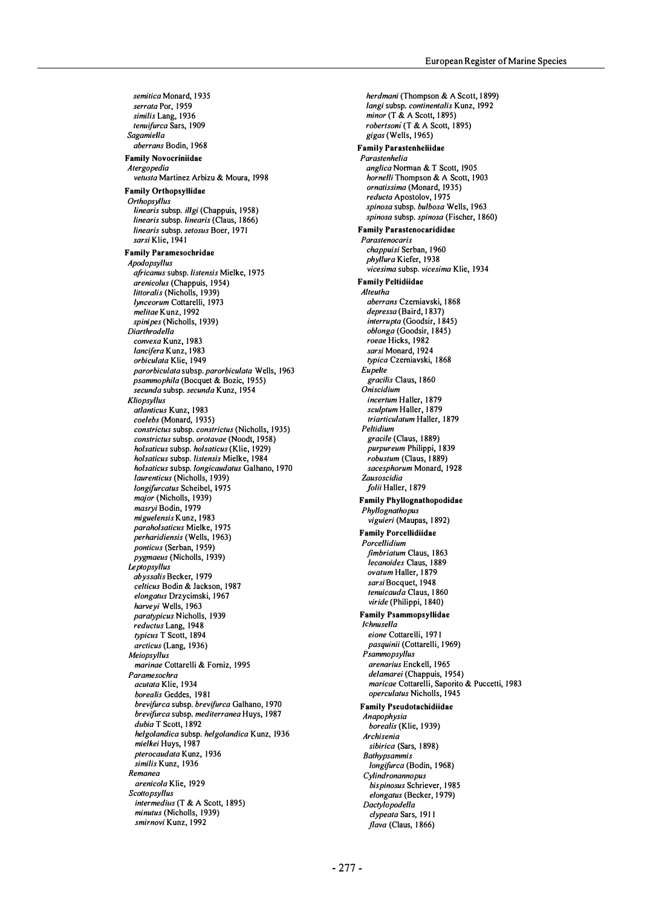*semitica* Monard, 1935
*serrata* Por, 1959
*similis* Lang, 1936
*tenuifurca* Sars, 1909
*Sagamiella*
*aberrans* Bodin, 1968

**Family Novocriniidae**
*Atergopedia*
*vetusta* Martinez Arbizu & Moura, 1998

**Family Orthopsyllidae**
*Orthopsyllus*
*linearis* subsp. *illgi* (Chappuis, 1958)
*linearis* subsp. *linearis* (Claus, 1866)
*linearis* subsp. *setosus* Boer, 1971
*sarsi* Klie, 1941

**Family Paramesochridae**
*Apodopsyllus*
*africanus* subsp. *listensis* Mielke, 1975
*arenicolus* (Chappuis, 1954)
*littoralis* (Nicholls, 1939)
*lynceorum* Cottarelli, 1973
*melitae* Kunz, 1992
*spinipes* (Nicholls, 1939)
*Diarthrodella*
*convexa* Kunz, 1983
*lancifera* Kunz, 1983
*orbiculata* Klie, 1949
*parorbiculata* subsp. *parorbiculata* Wells, 1963
*psammophila* (Bocquet & Bozic, 1955)
*secunda* subsp. *secunda* Kunz, 1954
*Kliopsyllus*
*atlanticus* Kunz, 1983
*coelebs* (Monard, 1935)
*constrictus* subsp. *constrictus* (Nicholls, 1935)
*constrictus* subsp. *orotavae* (Noodt, 1958)
*holsaticus* subsp. *holsaticus* (Klie, 1929)
*holsaticus* subsp. *listensis* Mielke, 1984
*holsaticus* subsp. *longicaudatus* Galhano, 1970
*laurenticus* (Nicholls, 1939)
*longifurcatus* Scheibel, 1975
*major* (Nicholls, 1939)
*masryi* Bodin, 1979
*miguelensis* Kunz, 1983
*paraholsaticus* Mielke, 1975
*perharidiensis* (Wells, 1963)
*ponticus* (Serban, 1959)
*pygmaeus* (Nicholls, 1939)
*Leptopsyllus*
*abyssalis* Becker, 1979
*celticus* Bodin & Jackson, 1987
*elongatus* Drzycimski, 1967
*harveyi* Wells, 1963
*paratypicus* Nicholls, 1939
*reductus* Lang, 1948
*typicus* T Scott, 1894
*arcticus* (Lang, 1936)
*Meiopsyllus*
*marinae* Cottarelli & Forniz, 1995
*Paramesochra*
*acutata* Klie, 1934
*borealis* Geddes, 1981
*brevifurca* subsp. *brevifurca* Galhano, 1970
*brevifurca* subsp. *mediterranea* Huys, 1987
*dubia* T Scott, 1892
*helgolandica* subsp. *helgolandica* Kunz, 1936
*mielkei* Huys, 1987
*pterocaudata* Kunz, 1936
*similis* Kunz, 1936
*Remanea*
*arenicola* Klie, 1929
*Scottopsyllus*
*intermedius* (T & A Scott, 1895)
*minutus* (Nicholls, 1939)
*smirnovi* Kunz, 1992
*herdmani* (Thompson & A Scott, 1899)
*langi* subsp. *continentalis* Kunz, 1992
*minor* (T & A Scott, 1895)
*robertsoni* (T & A Scott, 1895)
*gigas* (Wells, 1965)

**Family Parastenheliidae**
*Parastenhelia*
*anglica* Norman & T Scott, 1905
*hornelli* Thompson & A Scott, 1903
*ornatissima* (Monard, 1935)
*reducta* Apostolov, 1975
*spinosa* subsp. *bulbosa* Wells, 1963
*spinosa* subsp. *spinosa* (Fischer, 1860)

**Family Parastenocarididae**
*Parastenocaris*
*chappuisi* Serban, 1960
*phyllura* Kiefer, 1938
*vicesima* subsp. *vicesima* Klie, 1934

**Family Peltidiidae**
*Alteutha*
*aberrans* Czerniavski, 1868
*depressa* (Baird, 1837)
*interrupta* (Goodsir, 1845)
*oblonga* (Goodsir, 1845)
*roeae* Hicks, 1982
*sarsi* Monard, 1924
*typica* Czerniavski, 1868
*Eupelte*
*gracilis* Claus, 1860
*Oniscidium*
*incertum* Haller, 1879
*sculptum* Haller, 1879
*triarticulatum* Haller, 1879
*Peltidium*
*gracile* (Claus, 1889)
*purpureum* Philippi, 1839
*robustum* (Claus, 1889)
*sacesphorum* Monard, 1928
*Zausoscidia*
*folii* Haller, 1879

**Family Phyllognathopodidae**
*Phyllognathopus*
*viguieri* (Maupas, 1892)

**Family Porcellidiidae**
*Porcellidium*
*fimbriatum* Claus, 1863
*lecanoides* Claus, 1889
*ovatum* Haller, 1879
*sarsi* Bocquet, 1948
*tenuicauda* Claus, 1860
*viride* (Philippi, 1840)

**Family Psammopsyllidae**
*Ichnusella*
*eione* Cottarelli, 1971
*pasquinii* (Cottarelli, 1969)
*Psammopsyllus*
*arenarius* Enckell, 1965
*delamarei* (Chappuis, 1954)
*maricae* Cottarelli, Saporito & Puccetti, 1983
*operculatus* Nicholls, 1945

**Family Pseudotachidiidae**
*Anapophysia*
*borealis* (Klie, 1939)
*Archisenia*
*sibirica* (Sars, 1898)
*Bathypsammis*
*longifurca* (Bodin, 1968)
*Cylindronannopus*
*bispinosus* Schriever, 1985
*elongatus* (Becker, 1979)
*Dactylopodella*
*clypeata* Sars, 1911
*flava* (Claus, 1866)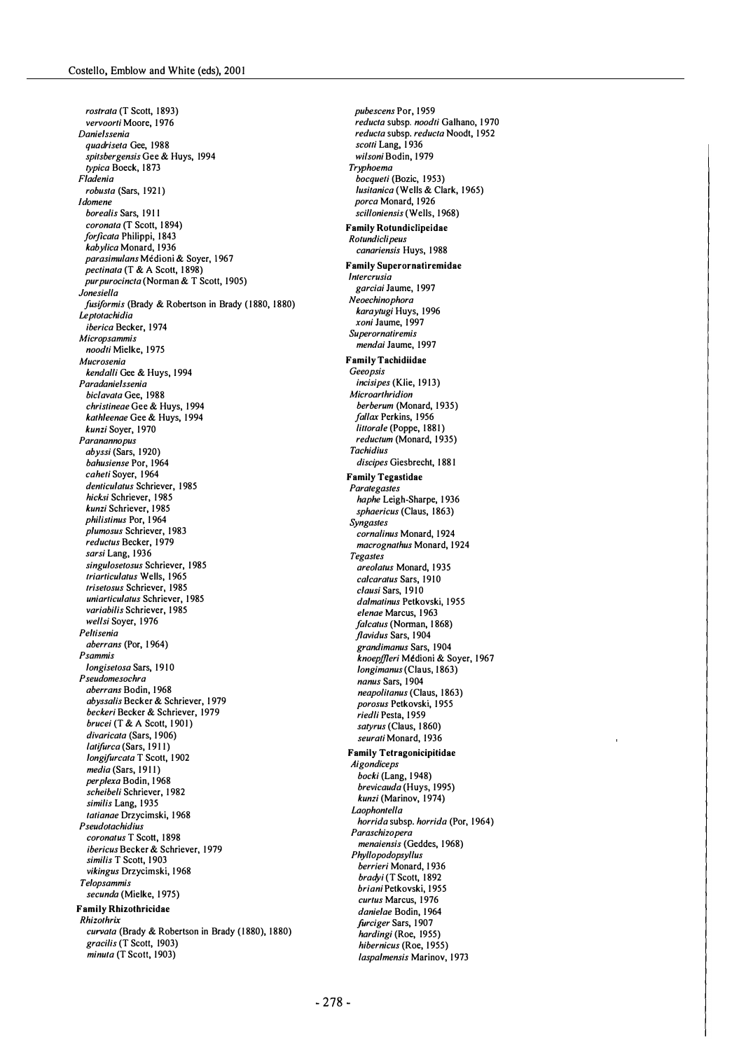*rostrata* (T Scott, 1893)
*vervoorti* Moore, 1976
*Danielssenia*
*quadriseta* Gee, 1988
*spitsbergensis* Gee & Huys, 1994
*typica* Boeck, 1873
*Fladenia*
*robusta* (Sars, 1921)
*Idomene*
*borealis* Sars, 1911
*coronata* (T Scott, 1894)
*forficata* Philippi, 1843
*kabylica* Monard, 1936
*parasimulans* Médioni & Soyer, 1967
*pectinata* (T & A Scott, 1898)
*purpurocincta* (Norman & T Scott, 1905)
*Jonesiella*
*fusiformis* (Brady & Robertson in Brady (1880, 1880)
*Leptotachidia*
*iberica* Becker, 1974
*Micropsammis*
*noodti* Mielke, 1975
*Mucrosenia*
*kendalli* Gee & Huys, 1994
*Paradanielssenia*
*biclavata* Gee, 1988
*christineae* Gee & Huys, 1994
*kathleenae* Gee & Huys, 1994
*kunzi* Soyer, 1970
*Paranannopus*
*abyssi* (Sars, 1920)
*bahusiense* Por, 1964
*caheti* Soyer, 1964
*denticulatus* Schriever, 1985
*hicksi* Schriever, 1985
*kunzi* Schriever, 1985
*philistinus* Por, 1964
*plumosus* Schriever, 1983
*reductus* Becker, 1979
*sarsi* Lang, 1936
*singulosetosus* Schriever, 1985
*triarticulatus* Wells, 1965
*trisetosus* Schriever, 1985
*uniarticulatus* Schriever, 1985
*variabilis* Schriever, 1985
*wellsi* Soyer, 1976
*Peltisenia*
*aberrans* (Por, 1964)
*Psammis*
*longisetosa* Sars, 1910
*Pseudomesochra*
*aberrans* Bodin, 1968
*abyssalis* Becker & Schriever, 1979
*beckeri* Becker & Schriever, 1979
*brucei* (T & A Scott, 1901)
*divaricata* (Sars, 1906)
*latifurca* (Sars, 1911)
*longifurcata* T Scott, 1902
*media* (Sars, 1911)
*perplexa* Bodin, 1968
*scheibeli* Schriever, 1982
*similis* Lang, 1935
*tatianae* Drzycimski, 1968
*Pseudotachidius*
*coronatus* T Scott, 1898
*ibericus* Becker & Schriever, 1979
*similis* T Scott, 1903
*vikingus* Drzycimski, 1968
*Telopsammis*
*secunda* (Mielke, 1975)

**Family Rhizothricidae**
*Rhizothrix*
*curvata* (Brady & Robertson in Brady (1880), 1880)
*gracilis* (T Scott, 1903)
*minuta* (T Scott, 1903)
*pubescens* Por, 1959
*reducta* subsp. *noodti* Galhano, 1970
*reducta* subsp. *reducta* Noodt, 1952
*scotti* Lang, 1936
*wilsoni* Bodin, 1979
*Tryphoema*
*bocqueti* (Bozic, 1953)
*lusitanica* (Wells & Clark, 1965)
*porca* Monard, 1926
*scilloniensis* (Wells, 1968)

**Family Rotundiclipeidae**
*Rotundiclipeus*
*canariensis* Huys, 1988

**Family Superornatiremidae**
*Intercrusia*
*garciai* Jaume, 1997
*Neoechinophora*
*karaytugi* Huys, 1996
*xoni* Jaume, 1997
*Superornatiremis*
*mendai* Jaume, 1997

**Family Tachidiidae**
*Geeopsis*
*incisipes* (Klie, 1913)
*Microarthridion*
*berberum* (Monard, 1935)
*fallax* Perkins, 1956
*littorale* (Poppe, 1881)
*reductum* (Monard, 1935)
*Tachidius*
*discipes* Giesbrecht, 1881

**Family Tegastidae**
*Parategastes*
*haphe* Leigh-Sharpe, 1936
*sphaericus* (Claus, 1863)
*Syngastes*
*cornalinus* Monard, 1924
*macrognathus* Monard, 1924
*Tegastes*
*areolatus* Monard, 1935
*calcaratus* Sars, 1910
*clausi* Sars, 1910
*dalmatinus* Petkovski, 1955
*elenae* Marcus, 1963
*falcatus* (Norman, 1868)
*flavidus* Sars, 1904
*grandimanus* Sars, 1904
*knoepffleri* Médioni & Soyer, 1967
*longimanus* (Claus, 1863)
*nanus* Sars, 1904
*neapolitanus* (Claus, 1863)
*porosus* Petkovski, 1955
*riedli* Pesta, 1959
*satyrus* (Claus, 1860)
*seurati* Monard, 1936

**Family Tetragonicipitidae**
*Aigondiceps*
*bocki* (Lang, 1948)
*brevicauda* (Huys, 1995)
*kunzi* (Marinov, 1974)
*Laophontella*
*horrida* subsp. *horrida* (Por, 1964)
*Paraschizopera*
*menaiensis* (Geddes, 1968)
*Phyllopodopsyllus*
*berrieri* Monard, 1936
*bradyi* (T Scott, 1892
*briani* Petkovski, 1955
*curtus* Marcus, 1976
*danielae* Bodin, 1964
*furciger* Sars, 1907
*hardingi* (Roe, 1955)
*hibernicus* (Roe, 1955)
*laspalmensis* Marinov, 1973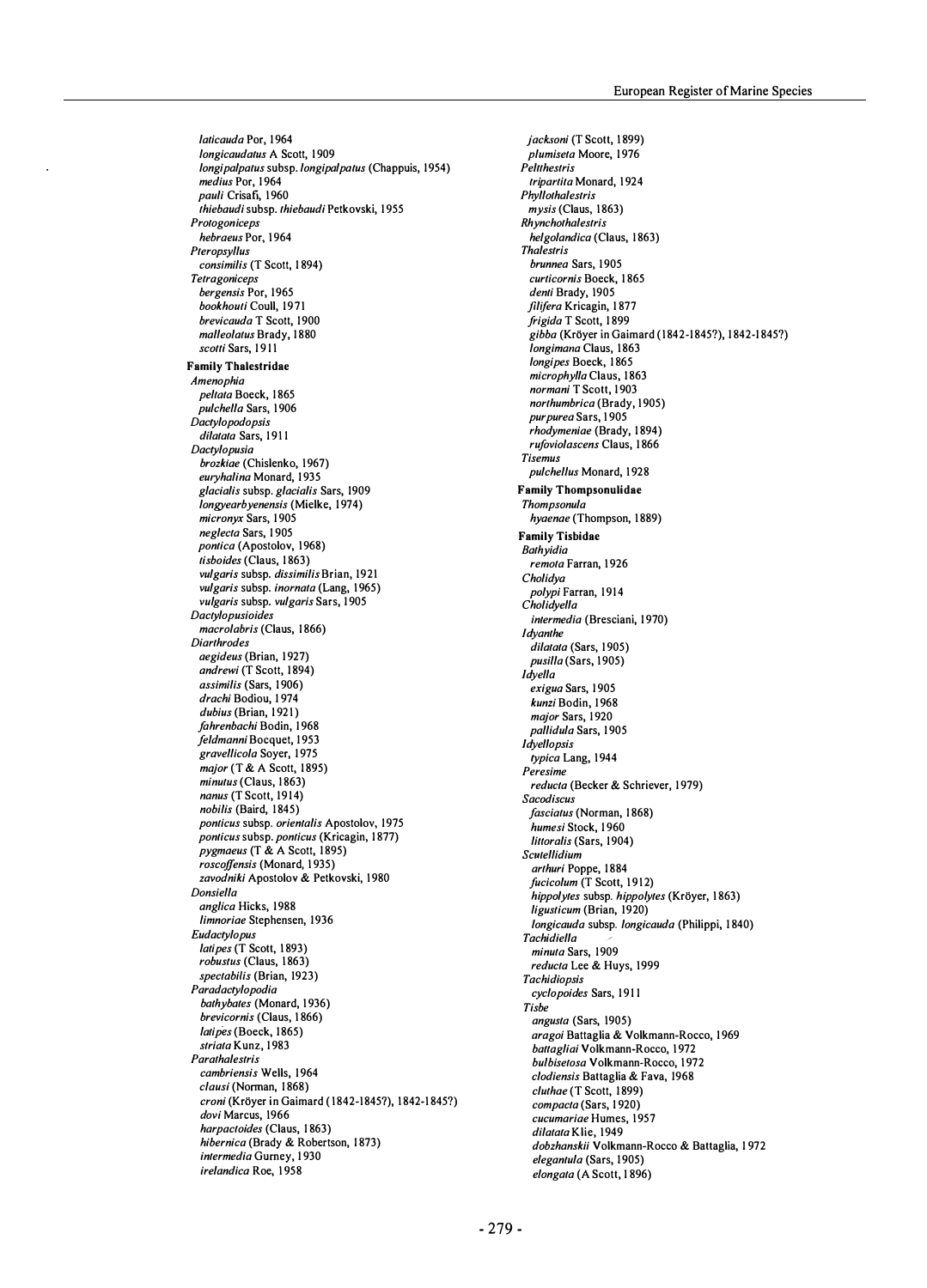*laticauda* Por, 1964
*longicaudatus* A Scott, 1909
*longipalpatus* subsp. *longipalpatus* (Chappuis, 1954)
*medius* Por, 1964
*pauli* Crisafi, 1960
*thiebaudi* subsp. *thiebaudi* Petkovski, 1955

*Protogoniceps*
*hebraeus* Por, 1964

*Pteropsyllus*
*consimilis* (T Scott, 1894)

*Tetragoniceps*
*bergensis* Por, 1965
*bookhouti* Coull, 1971
*brevicauda* T Scott, 1900
*malleolatus* Brady, 1880
*scotti* Sars, 1911

**Family Thalestridae**

*Amenophia*
*peltata* Boeck, 1865
*pulchella* Sars, 1906

*Dactylopodopsis*
*dilatata* Sars, 1911

*Dactylopusia*
*brozkiae* (Chislenko, 1967)
*euryhalina* Monard, 1935
*glacialis* subsp. *glacialis* Sars, 1909
*longyearbyenensis* (Mielke, 1974)
*micronyx* Sars, 1905
*neglecta* Sars, 1905
*pontica* (Apostolov, 1968)
*tisboides* (Claus, 1863)
*vulgaris* subsp. *dissimilis* Brian, 1921
*vulgaris* subsp. *inornata* (Lang, 1965)
*vulgaris* subsp. *vulgaris* Sars, 1905

*Dactylopusioides*
*macrolabris* (Claus, 1866)

*Diarthrodes*
*aegideus* (Brian, 1927)
*andrewi* (T Scott, 1894)
*assimilis* (Sars, 1906)
*drachi* Bodiou, 1974
*dubius* (Brian, 1921)
*fahrenbachi* Bodin, 1968
*feldmanni* Bocquet, 1953
*gravellicola* Soyer, 1975
*major* (T & A Scott, 1895)
*minutus* (Claus, 1863)
*nanus* (T Scott, 1914)
*nobilis* (Baird, 1845)
*ponticus* subsp. *orientalis* Apostolov, 1975
*ponticus* subsp. *ponticus* (Kricagin, 1877)
*pygmaeus* (T & A Scott, 1895)
*roscoffensis* (Monard, 1935)
*zavodniki* Apostolov & Petkovski, 1980

*Donsiella*
*anglica* Hicks, 1988
*limnoriae* Stephensen, 1936

*Eudactylopus*
*latipes* (T Scott, 1893)
*robustus* (Claus, 1863)
*spectabilis* (Brian, 1923)

*Paradactylopodia*
*bathybates* (Monard, 1936)
*brevicornis* (Claus, 1866)
*latipes* (Boeck, 1865)
*striata* Kunz, 1983

*Parathalestris*
*cambriensis* Wells, 1964
*clausi* (Norman, 1868)
*croni* (Kröyer in Gaimard (1842-1845?), 1842-1845?)
*dovi* Marcus, 1966
*harpactoides* (Claus, 1863)
*hibernica* (Brady & Robertson, 1873)
*intermedia* Gurney, 1930
*irelandica* Roe, 1958
*jacksoni* (T Scott, 1899)
*plumiseta* Moore, 1976

*Peltthestris*
*tripartita* Monard, 1924

*Phyllothalestris*
*mysis* (Claus, 1863)

*Rhynchothalestris*
*helgolandica* (Claus, 1863)

*Thalestris*
*brunnea* Sars, 1905
*curticornis* Boeck, 1865
*denti* Brady, 1905
*filifera* Kricagin, 1877
*frigida* T Scott, 1899
*gibba* (Kröyer in Gaimard (1842-1845?), 1842-1845?)
*longimana* Claus, 1863
*longipes* Boeck, 1865
*microphylla* Claus, 1863
*normani* T Scott, 1903
*northumbrica* (Brady, 1905)
*purpurea* Sars, 1905
*rhodymeniae* (Brady, 1894)
*rufoviolascens* Claus, 1866

*Tisemus*
*pulchellus* Monard, 1928

**Family Thompsonulidae**

*Thompsonula*
*hyaenae* (Thompson, 1889)

**Family Tisbidae**

*Bathyidia*
*remota* Farran, 1926

*Cholidya*
*polypi* Farran, 1914

*Cholidyella*
*intermedia* (Bresciani, 1970)

*Idyanthe*
*dilatata* (Sars, 1905)
*pusilla* (Sars, 1905)

*Idyella*
*exigua* Sars, 1905
*kunzi* Bodin, 1968
*major* Sars, 1920
*pallidula* Sars, 1905

*Idyellopsis*
*typica* Lang, 1944

*Peresime*
*reducta* (Becker & Schriever, 1979)

*Sacodiscus*
*fasciatus* (Norman, 1868)
*humesi* Stock, 1960
*littoralis* (Sars, 1904)

*Scutellidium*
*arthuri* Poppe, 1884
*fucicolum* (T Scott, 1912)
*hippolytes* subsp. *hippolytes* (Kröyer, 1863)
*ligusticum* (Brian, 1920)
*longicauda* subsp. *longicauda* (Philippi, 1840)

*Tachidiella*
*minuta* Sars, 1909
*reducta* Lee & Huys, 1999

*Tachidiopsis*
*cyclopoides* Sars, 1911

*Tisbe*
*angusta* (Sars, 1905)
*aragoi* Battaglia & Volkmann-Rocco, 1969
*battagliai* Volkmann-Rocco, 1972
*bulbisetosa* Volkmann-Rocco, 1972
*clodiensis* Battaglia & Fava, 1968
*cluthae* (T Scott, 1899)
*compacta* (Sars, 1920)
*cucumariae* Humes, 1957
*dilatata* Klie, 1949
*dobzhanskii* Volkmann-Rocco & Battaglia, 1972
*elegantula* (Sars, 1905)
*elongata* (A Scott, 1896)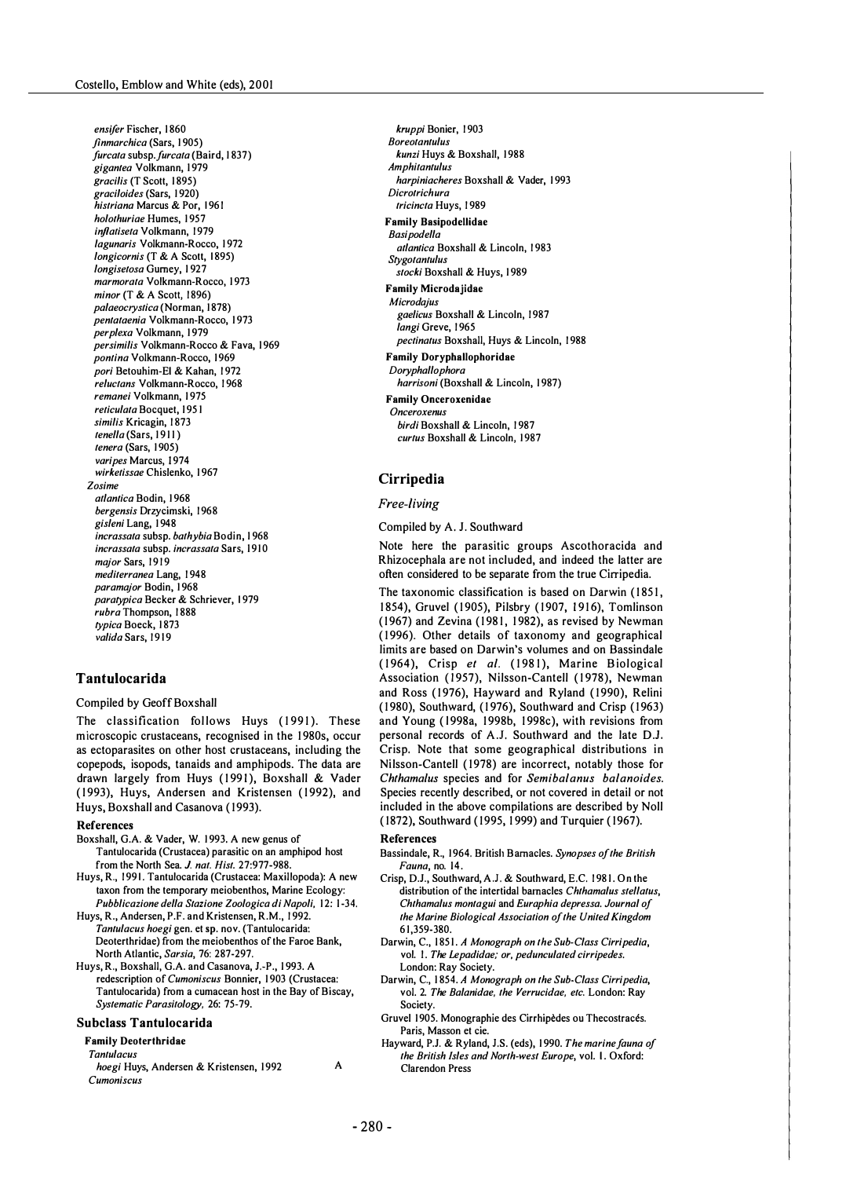*ensifer* Fischer, 1860
*finmarchica* (Sars, 1905)
*furcata* subsp. *furcata* (Baird, 1837)
*gigantea* Volkmann, 1979
*gracilis* (T Scott, 1895)
*graciloides* (Sars, 1920)
*histriana* Marcus & Por, 1961
*holothuriae* Humes, 1957
*inflatiseta* Volkmann, 1979
*lagunaris* Volkmann-Rocco, 1972
*longicornis* (T & A Scott, 1895)
*longisetosa* Gurney, 1927
*marmorata* Volkmann-Rocco, 1973
*minor* (T & A Scott, 1896)
*palaeocrystica* (Norman, 1878)
*pentataenia* Volkmann-Rocco, 1973
*perplexa* Volkmann, 1979
*persimilis* Volkmann-Rocco & Fava, 1969
*pontina* Volkmann-Rocco, 1969
*pori* Betouhim-El & Kahan, 1972
*reluctans* Volkmann-Rocco, 1968
*remanei* Volkmann, 1975
*reticulata* Bocquet, 1951
*similis* Kricagin, 1873
*tenella* (Sars, 1911)
*tenera* (Sars, 1905)
*varipes* Marcus, 1974
*wirketissae* Chislenko, 1967

*Zosime*
*atlantica* Bodin, 1968
*bergensis* Drzycimski, 1968
*gisleni* Lang, 1948
*incrassata* subsp. *bathybia* Bodin, 1968
*incrassata* subsp. *incrassata* Sars, 1910
*major* Sars, 1919
*mediterranea* Lang, 1948
*paramajor* Bodin, 1968
*paratypica* Becker & Schriever, 1979
*rubra* Thompson, 1888
*typica* Boeck, 1873
*valida* Sars, 1919

## Tantulocarida

Compiled by Geoff Boxshall

The classification follows Huys (1991). These microscopic crustaceans, recognised in the 1980s, occur as ectoparasites on other host crustaceans, including the copepods, isopods, tanaids and amphipods. The data are drawn largely from Huys (1991), Boxshall & Vader (1993), Huys, Andersen and Kristensen (1992), and Huys, Boxshall and Casanova (1993).

### References

Boxshall, G.A. & Vader, W. 1993. A new genus of Tantulocarida (Crustacea) parasitic on an amphipod host from the North Sea. *J. nat. Hist.* 27:977-988.

Huys, R., 1991. Tantulocarida (Crustacea: Maxillopoda): A new taxon from the temporary meiobenthos, Marine Ecology: *Pubblicazione della Stazione Zoologica di Napoli,* 12: 1-34.

Huys, R., Andersen, P.F. and Kristensen, R.M., 1992. *Tantulacus hoegi* gen. et sp. nov. (Tantulocarida: Deoterthridae) from the meiobenthos of the Faroe Bank, North Atlantic, *Sarsia,* 76: 287-297.

Huys, R., Boxshall, G.A. and Casanova, J.-P., 1993. A redescription of *Cumoniscus* Bonnier, 1903 (Crustacea: Tantulocarida) from a cumacean host in the Bay of Biscay, *Systematic Parasitology,* 26: 75-79.

### Subclass Tantulocarida

**Family Deoterthridae**

*Tantulacus*
*hoegi* Huys, Andersen & Kristensen, 1992 A

*Cumoniscus*
*kruppi* Bonier, 1903

*Boreotantulus*
*kunzi* Huys & Boxshall, 1988

*Amphitantulus*
*harpiniacheres* Boxshall & Vader, 1993

*Dicrotrichura*
*tricincta* Huys, 1989

**Family Basipodellidae**

*Basipodella*
*atlantica* Boxshall & Lincoln, 1983

*Stygotantulus*
*stocki* Boxshall & Huys, 1989

**Family Microdajidae**

*Microdajus*
*gaelicus* Boxshall & Lincoln, 1987
*langi* Greve, 1965
*pectinatus* Boxshall, Huys & Lincoln, 1988

**Family Doryphallophoridae**

*Doryphallophora*
*harrisoni* (Boxshall & Lincoln, 1987)

**Family Onceroxenidae**

*Onceroxenus*
*birdi* Boxshall & Lincoln, 1987
*curtus* Boxshall & Lincoln, 1987

## Cirripedia

*Free-living*

Compiled by A. J. Southward

Note here the parasitic groups Ascothoracida and Rhizocephala are not included, and indeed the latter are often considered to be separate from the true Cirripedia.

The taxonomic classification is based on Darwin (1851, 1854), Gruvel (1905), Pilsbry (1907, 1916), Tomlinson (1967) and Zevina (1981, 1982), as revised by Newman (1996). Other details of taxonomy and geographical limits are based on Darwin's volumes and on Bassindale (1964), Crisp *et al.* (1981), Marine Biological Association (1957), Nilsson-Cantell (1978), Newman and Ross (1976), Hayward and Ryland (1990), Relini (1980), Southward, (1976), Southward and Crisp (1963) and Young (1998a, 1998b, 1998c), with revisions from personal records of A.J. Southward and the late D.J. Crisp. Note that some geographical distributions in Nilsson-Cantell (1978) are incorrect, notably those for *Chthamalus* species and for *Semibalanus balanoides.* Species recently described, or not covered in detail or not included in the above compilations are described by Noll (1872), Southward (1995, 1999) and Turquier (1967).

### References

Bassindale, R., 1964. British Barnacles. *Synopses of the British Fauna,* no. 14.

Crisp, D.J., Southward, A.J. & Southward, E.C. 1981. On the distribution of the intertidal barnacles *Chthamalus stellatus, Chthamalus montagui* and *Euraphia depressa. Journal of the Marine Biological Association of the United Kingdom* 61,359-380.

Darwin, C., 1851. *A Monograph on the Sub-Class Cirripedia,* vol. 1. *The Lepadidae; or, pedunculated cirripedes.* London: Ray Society.

Darwin, C., 1854. *A Monograph on the Sub-Class Cirripedia,* vol. 2. *The Balanidae, the Verrucidae, etc.* London: Ray Society.

Gruvel 1905. Monographie des Cirrhipèdes ou Thecostracés. Paris, Masson et cie.

Hayward, P.J. & Ryland, J.S. (eds), 1990. *The marine fauna of the British Isles and North-west Europe,* vol. 1. Oxford: Clarendon Press